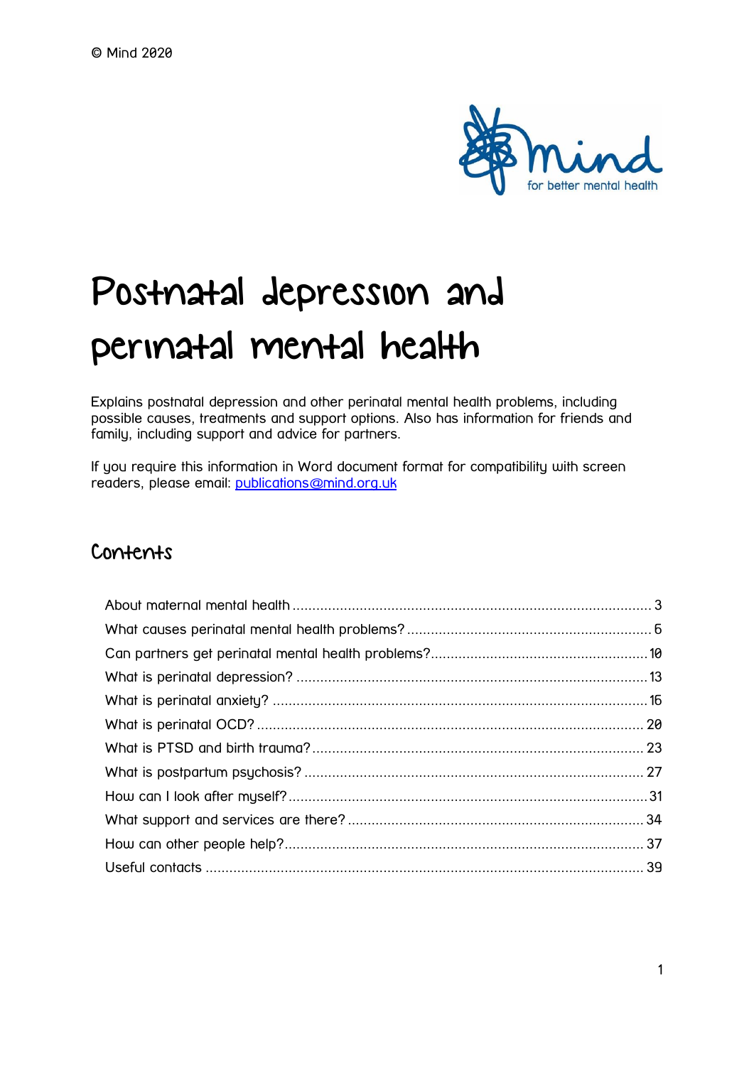© Mind 2020

# Postnatal depression and perinatal mental health

Explains postnatal depression and other perinatal mental health problems, including possible causes, treatments and support options. Also has information for friends and family, including support and advice for partners.

If you require this information in Word document format for compatibility with screen readers, please email: [publications@mind.org.uk](mailto:publications@mind.org.uk)

## Contents

- About maternal mental health ..... 3
- What causes perinatal mental health problems? ..... 6
- Can partners get perinatal mental health problems? ..... 10
- What is perinatal depression? ..... 13
- What is perinatal anxiety? ..... 16
- What is perinatal OCD? ..... 20
- What is PTSD and birth trauma? ..... 23
- What is postpartum psychosis? ..... 27
- How can I look after myself? ..... 31
- What support and services are there? ..... 34
- How can other people help? ..... 37
- Useful contacts ..... 39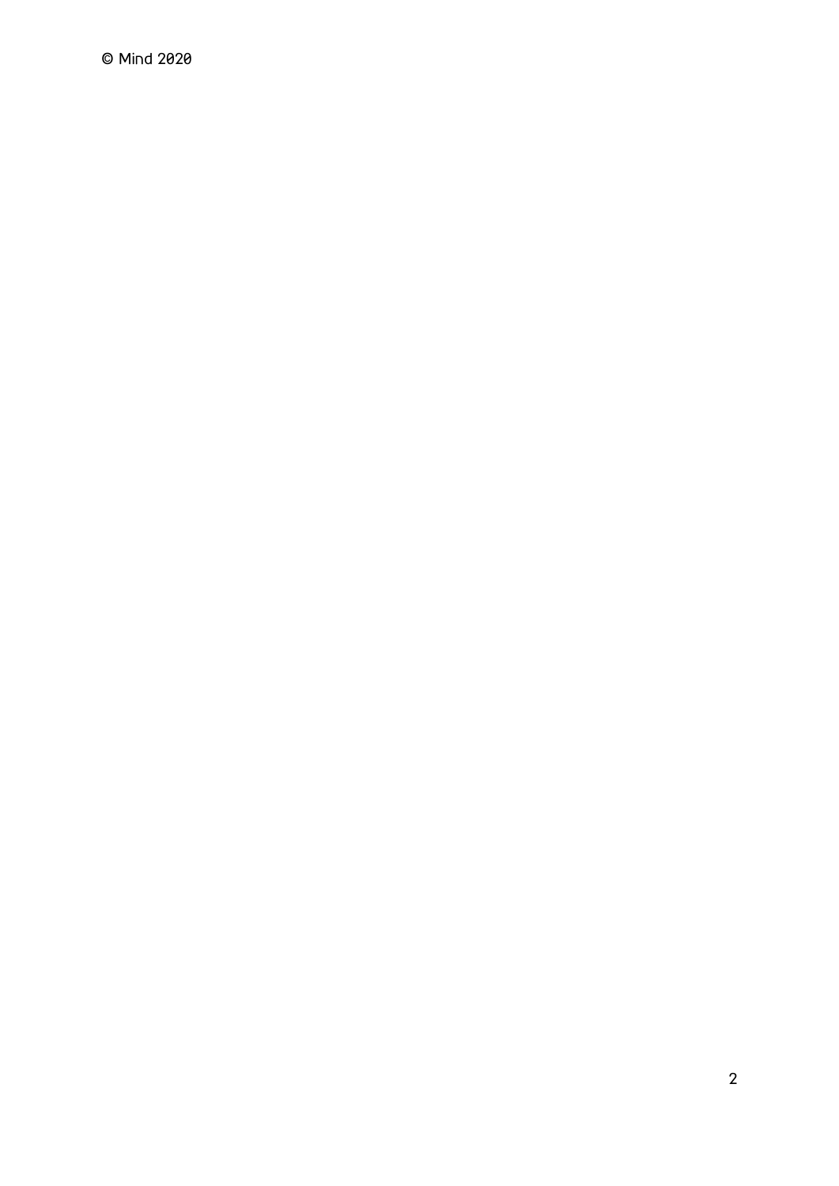© Mind 2020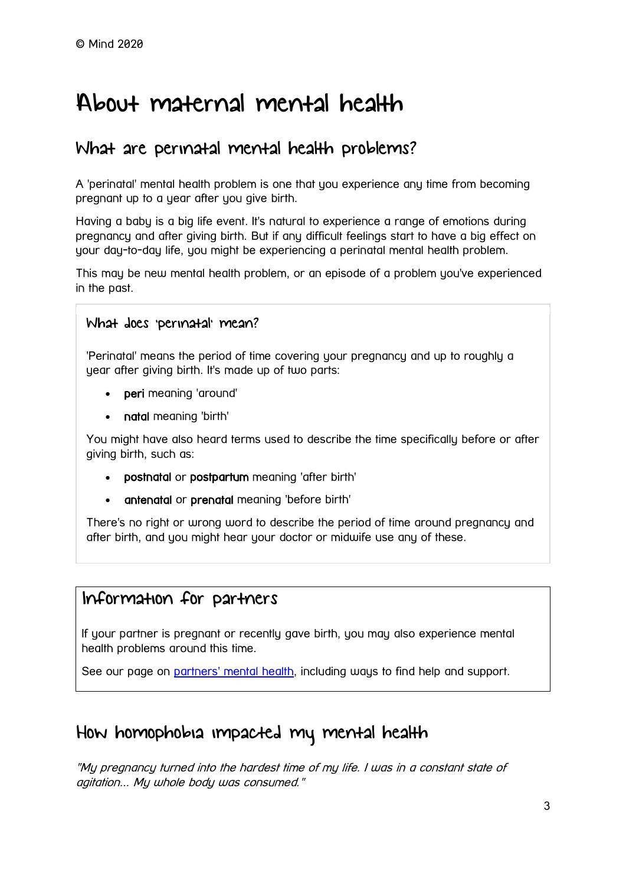© Mind 2020

# About maternal mental health

## What are perinatal mental health problems?

A 'perinatal' mental health problem is one that you experience any time from becoming pregnant up to a year after you give birth.

Having a baby is a big life event. It's natural to experience a range of emotions during pregnancy and after giving birth. But if any difficult feelings start to have a big effect on your day-to-day life, you might be experiencing a perinatal mental health problem.

This may be new mental health problem, or an episode of a problem you've experienced in the past.

### What does 'perinatal' mean?

'Perinatal' means the period of time covering your pregnancy and up to roughly a year after giving birth. It's made up of two parts:

- **peri** meaning 'around'
- **natal** meaning 'birth'

You might have also heard terms used to describe the time specifically before or after giving birth, such as:

- **postnatal** or **postpartum** meaning 'after birth'
- **antenatal** or **prenatal** meaning 'before birth'

There's no right or wrong word to describe the period of time around pregnancy and after birth, and you might hear your doctor or midwife use any of these.

## Information for partners

If your partner is pregnant or recently gave birth, you may also experience mental health problems around this time.

See our page on partners' mental health, including ways to find help and support.

## How homophobia impacted my mental health

*"My pregnancy turned into the hardest time of my life. I was in a constant state of agitation... My whole body was consumed."*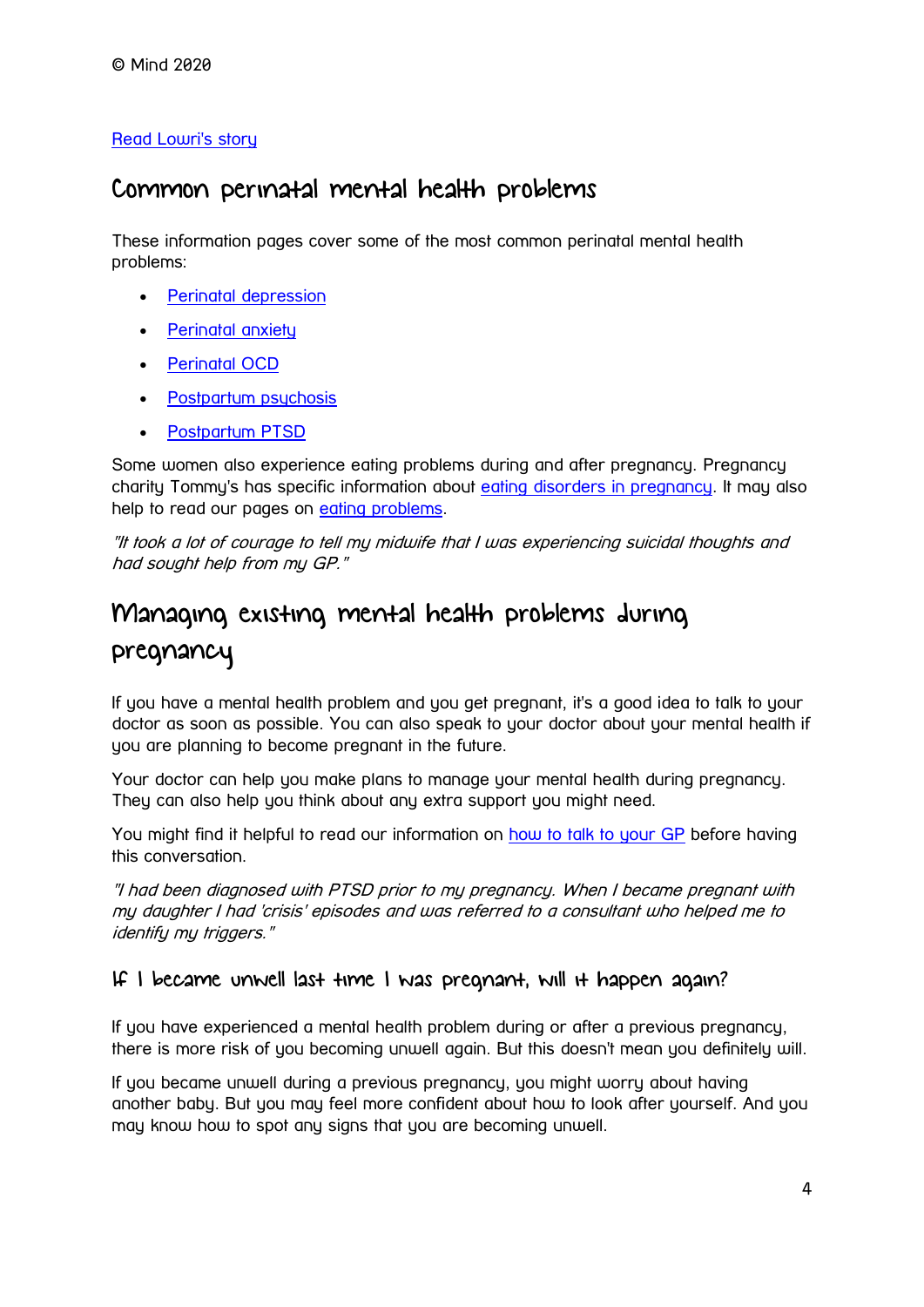© Mind 2020

[Read Lowri's story](#)

## Common perinatal mental health problems

These information pages cover some of the most common perinatal mental health problems:

- [Perinatal depression](#)
- [Perinatal anxiety](#)
- [Perinatal OCD](#)
- [Postpartum psychosis](#)
- [Postpartum PTSD](#)

Some women also experience eating problems during and after pregnancy. Pregnancy charity Tommy's has specific information about [eating disorders in pregnancy](#). It may also help to read our pages on [eating problems](#).

*"It took a lot of courage to tell my midwife that I was experiencing suicidal thoughts and had sought help from my GP."*

# Managing existing mental health problems during pregnancy

If you have a mental health problem and you get pregnant, it's a good idea to talk to your doctor as soon as possible. You can also speak to your doctor about your mental health if you are planning to become pregnant in the future.

Your doctor can help you make plans to manage your mental health during pregnancy. They can also help you think about any extra support you might need.

You might find it helpful to read our information on [how to talk to your GP](#) before having this conversation.

*"I had been diagnosed with PTSD prior to my pregnancy. When I became pregnant with my daughter I had 'crisis' episodes and was referred to a consultant who helped me to identify my triggers."*

### If I became unwell last time I was pregnant, will it happen again?

If you have experienced a mental health problem during or after a previous pregnancy, there is more risk of you becoming unwell again. But this doesn't mean you definitely will.

If you became unwell during a previous pregnancy, you might worry about having another baby. But you may feel more confident about how to look after yourself. And you may know how to spot any signs that you are becoming unwell.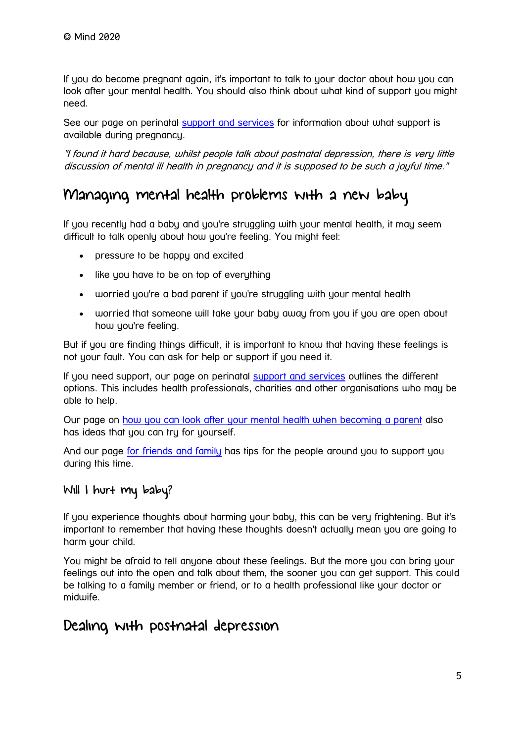If you do become pregnant again, it's important to talk to your doctor about how you can look after your mental health. You should also think about what kind of support you might need.

See our page on perinatal support and services for information about what support is available during pregnancy.

*"I found it hard because, whilst people talk about postnatal depression, there is very little discussion of mental ill health in pregnancy and it is supposed to be such a joyful time."*

## Managing mental health problems with a new baby

If you recently had a baby and you're struggling with your mental health, it may seem difficult to talk openly about how you're feeling. You might feel:

- pressure to be happy and excited
- like you have to be on top of everything
- worried you're a bad parent if you're struggling with your mental health
- worried that someone will take your baby away from you if you are open about how you're feeling.

But if you are finding things difficult, it is important to know that having these feelings is not your fault. You can ask for help or support if you need it.

If you need support, our page on perinatal support and services outlines the different options. This includes health professionals, charities and other organisations who may be able to help.

Our page on how you can look after your mental health when becoming a parent also has ideas that you can try for yourself.

And our page for friends and family has tips for the people around you to support you during this time.

### Will I hurt my baby?

If you experience thoughts about harming your baby, this can be very frightening. But it's important to remember that having these thoughts doesn't actually mean you are going to harm your child.

You might be afraid to tell anyone about these feelings. But the more you can bring your feelings out into the open and talk about them, the sooner you can get support. This could be talking to a family member or friend, or to a health professional like your doctor or midwife.

## Dealing with postnatal depression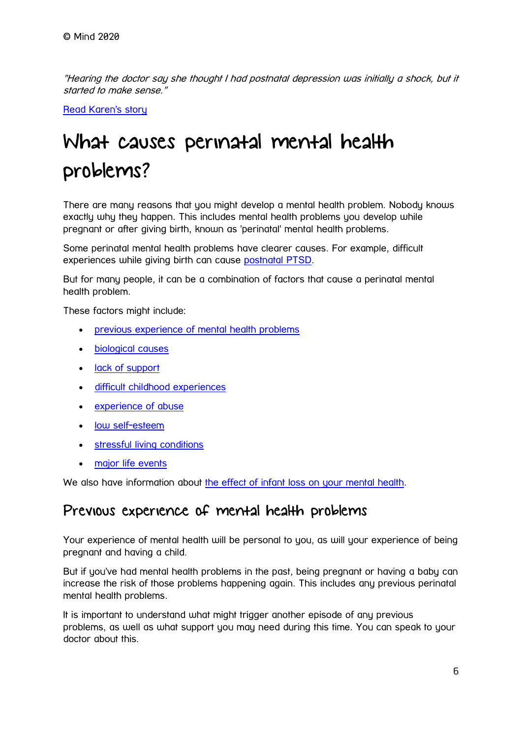© Mind 2020

*"Hearing the doctor say she thought I had postnatal depression was initially a shock, but it started to make sense."*

Read Karen's story

# What causes perinatal mental health problems?

There are many reasons that you might develop a mental health problem. Nobody knows exactly why they happen. This includes mental health problems you develop while pregnant or after giving birth, known as 'perinatal' mental health problems.

Some perinatal mental health problems have clearer causes. For example, difficult experiences while giving birth can cause postnatal PTSD.

But for many people, it can be a combination of factors that cause a perinatal mental health problem.

These factors might include:

- previous experience of mental health problems
- biological causes
- lack of support
- difficult childhood experiences
- experience of abuse
- low self-esteem
- stressful living conditions
- major life events

We also have information about the effect of infant loss on your mental health.

## Previous experience of mental health problems

Your experience of mental health will be personal to you, as will your experience of being pregnant and having a child.

But if you've had mental health problems in the past, being pregnant or having a baby can increase the risk of those problems happening again. This includes any previous perinatal mental health problems.

It is important to understand what might trigger another episode of any previous problems, as well as what support you may need during this time. You can speak to your doctor about this.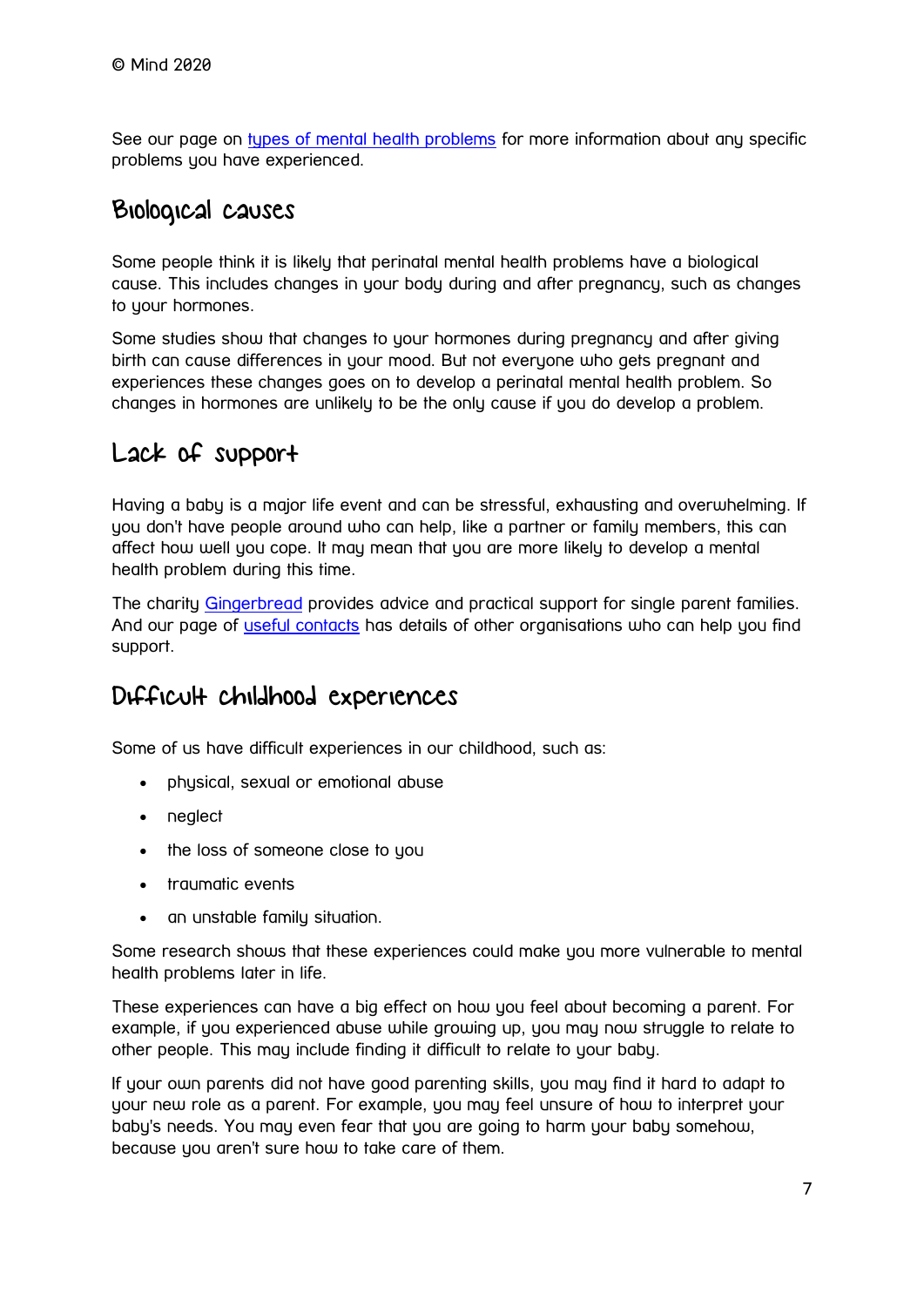© Mind 2020

See our page on [types of mental health problems](#) for more information about any specific problems you have experienced.

## Biological causes

Some people think it is likely that perinatal mental health problems have a biological cause. This includes changes in your body during and after pregnancy, such as changes to your hormones.

Some studies show that changes to your hormones during pregnancy and after giving birth can cause differences in your mood. But not everyone who gets pregnant and experiences these changes goes on to develop a perinatal mental health problem. So changes in hormones are unlikely to be the only cause if you do develop a problem.

## Lack of support

Having a baby is a major life event and can be stressful, exhausting and overwhelming. If you don't have people around who can help, like a partner or family members, this can affect how well you cope. It may mean that you are more likely to develop a mental health problem during this time.

The charity [Gingerbread](#) provides advice and practical support for single parent families. And our page of [useful contacts](#) has details of other organisations who can help you find support.

## Difficult childhood experiences

Some of us have difficult experiences in our childhood, such as:

- physical, sexual or emotional abuse
- neglect
- the loss of someone close to you
- traumatic events
- an unstable family situation.

Some research shows that these experiences could make you more vulnerable to mental health problems later in life.

These experiences can have a big effect on how you feel about becoming a parent. For example, if you experienced abuse while growing up, you may now struggle to relate to other people. This may include finding it difficult to relate to your baby.

If your own parents did not have good parenting skills, you may find it hard to adapt to your new role as a parent. For example, you may feel unsure of how to interpret your baby's needs. You may even fear that you are going to harm your baby somehow, because you aren't sure how to take care of them.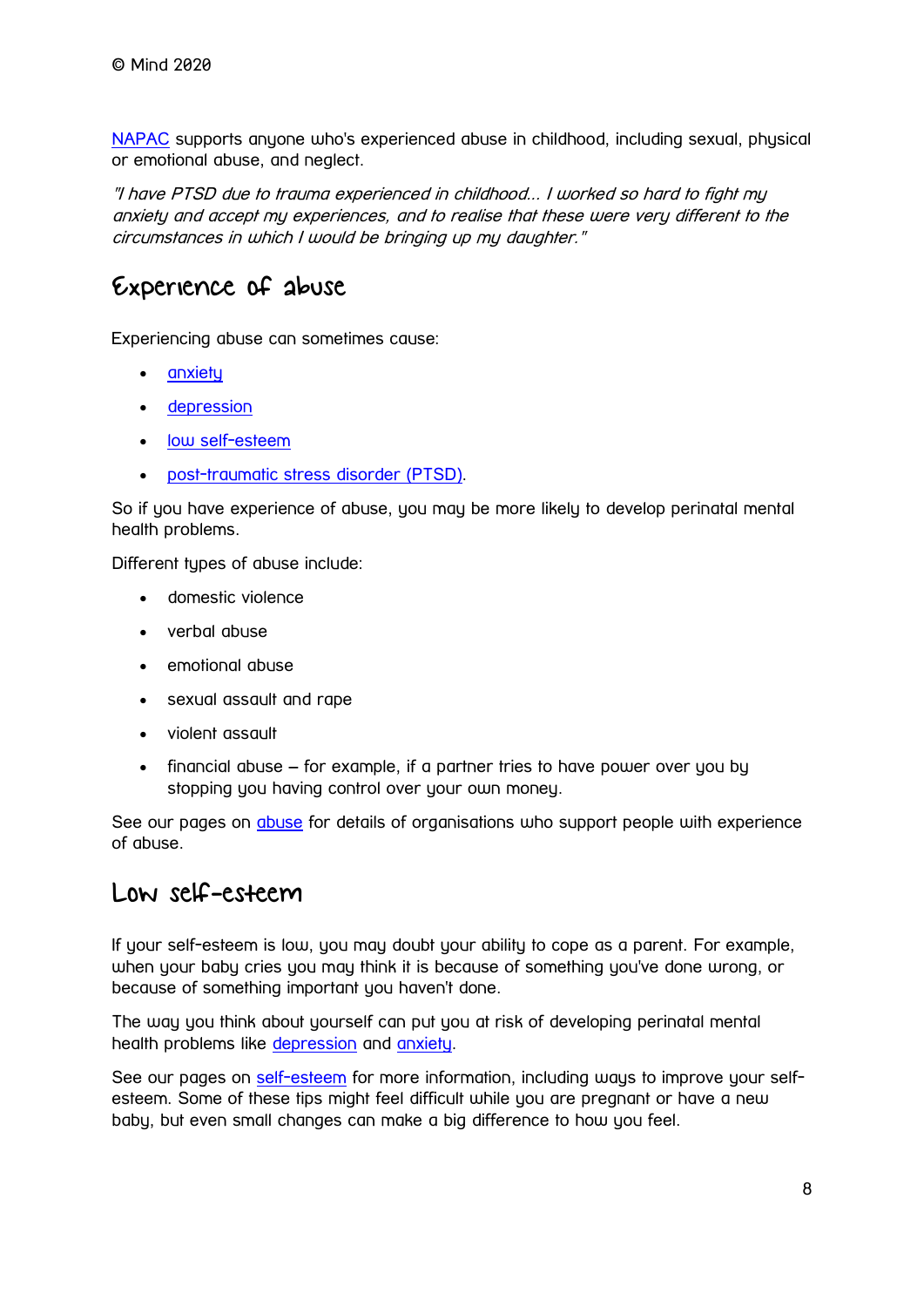© Mind 2020

NAPAC supports anyone who's experienced abuse in childhood, including sexual, physical or emotional abuse, and neglect.

*"I have PTSD due to trauma experienced in childhood... I worked so hard to fight my anxiety and accept my experiences, and to realise that these were very different to the circumstances in which I would be bringing up my daughter."*

## Experience of abuse

Experiencing abuse can sometimes cause:

- anxiety
- depression
- low self-esteem
- post-traumatic stress disorder (PTSD).

So if you have experience of abuse, you may be more likely to develop perinatal mental health problems.

Different types of abuse include:

- domestic violence
- verbal abuse
- emotional abuse
- sexual assault and rape
- violent assault
- financial abuse – for example, if a partner tries to have power over you by stopping you having control over your own money.

See our pages on abuse for details of organisations who support people with experience of abuse.

## Low self-esteem

If your self-esteem is low, you may doubt your ability to cope as a parent. For example, when your baby cries you may think it is because of something you've done wrong, or because of something important you haven't done.

The way you think about yourself can put you at risk of developing perinatal mental health problems like depression and anxiety.

See our pages on self-esteem for more information, including ways to improve your self-esteem. Some of these tips might feel difficult while you are pregnant or have a new baby, but even small changes can make a big difference to how you feel.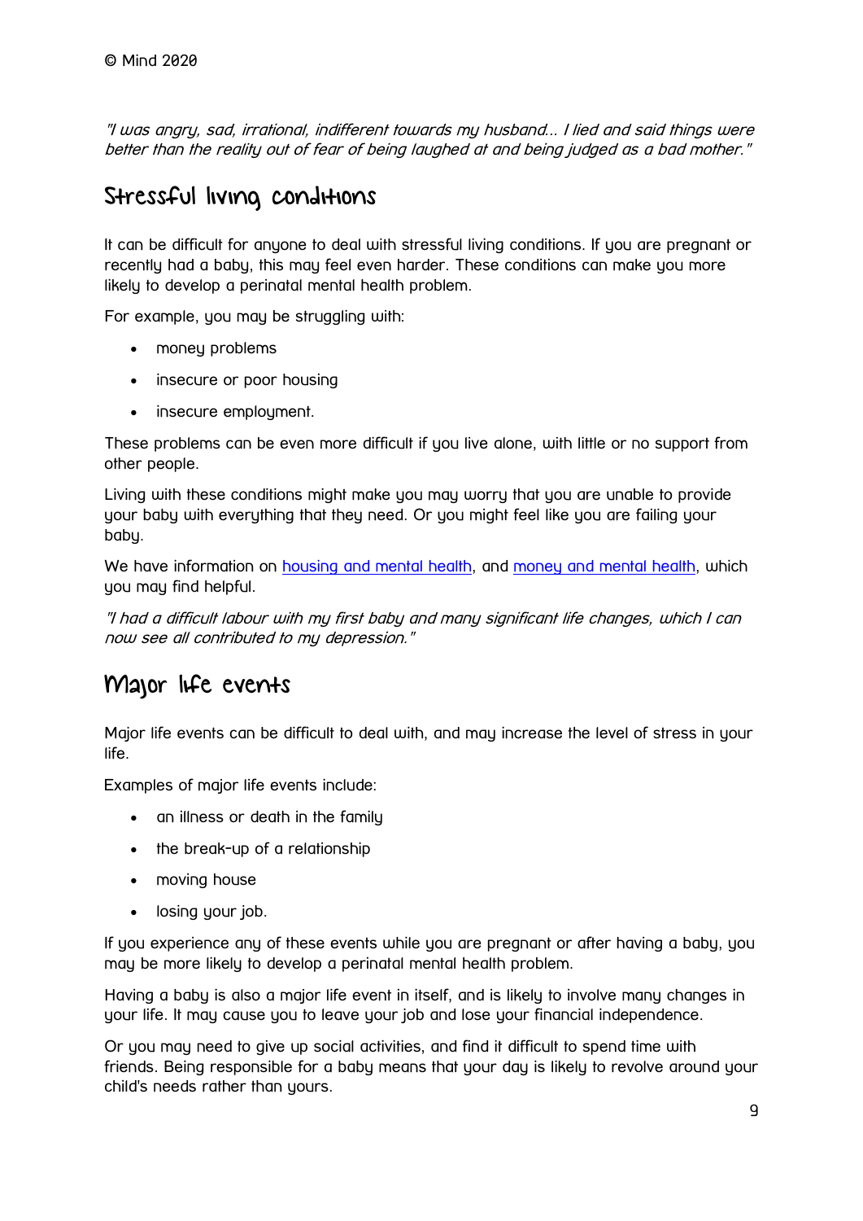*"I was angry, sad, irrational, indifferent towards my husband... I lied and said things were better than the reality out of fear of being laughed at and being judged as a bad mother."*

## Stressful living conditions

It can be difficult for anyone to deal with stressful living conditions. If you are pregnant or recently had a baby, this may feel even harder. These conditions can make you more likely to develop a perinatal mental health problem.

For example, you may be struggling with:

- money problems
- insecure or poor housing
- insecure employment.

These problems can be even more difficult if you live alone, with little or no support from other people.

Living with these conditions might make you may worry that you are unable to provide your baby with everything that they need. Or you might feel like you are failing your baby.

We have information on housing and mental health, and money and mental health, which you may find helpful.

*"I had a difficult labour with my first baby and many significant life changes, which I can now see all contributed to my depression."*

## Major life events

Major life events can be difficult to deal with, and may increase the level of stress in your life.

Examples of major life events include:

- an illness or death in the family
- the break-up of a relationship
- moving house
- losing your job.

If you experience any of these events while you are pregnant or after having a baby, you may be more likely to develop a perinatal mental health problem.

Having a baby is also a major life event in itself, and is likely to involve many changes in your life. It may cause you to leave your job and lose your financial independence.

Or you may need to give up social activities, and find it difficult to spend time with friends. Being responsible for a baby means that your day is likely to revolve around your child's needs rather than yours.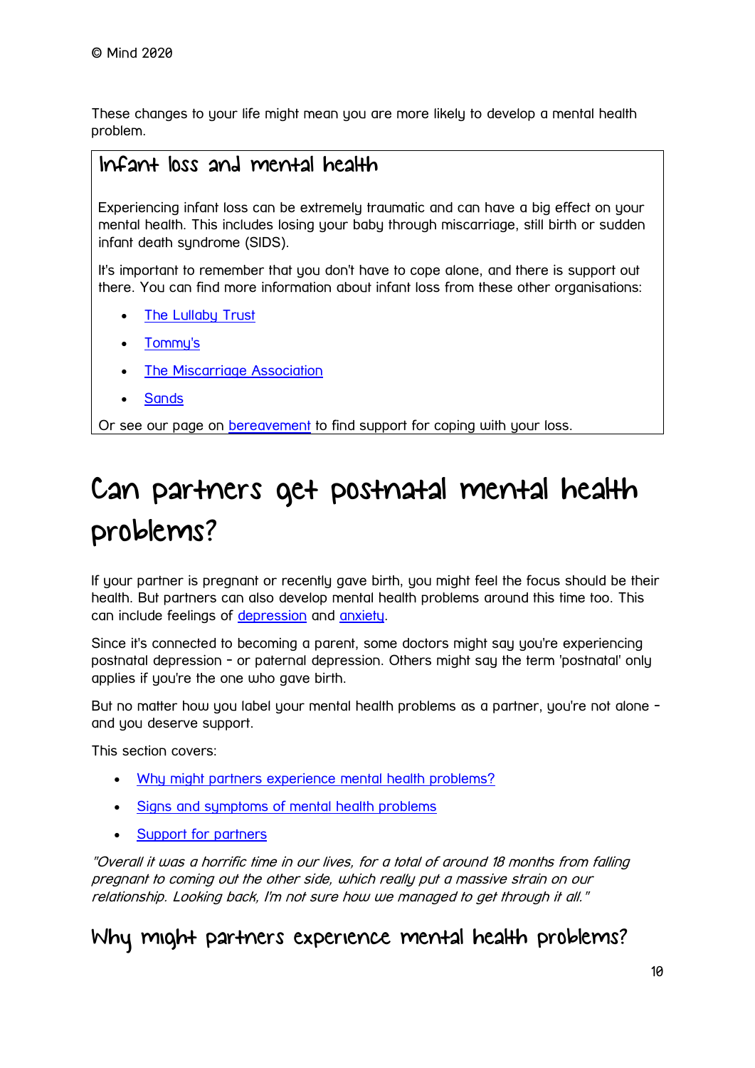These changes to your life might mean you are more likely to develop a mental health problem.

### Infant loss and mental health

Experiencing infant loss can be extremely traumatic and can have a big effect on your mental health. This includes losing your baby through miscarriage, still birth or sudden infant death syndrome (SIDS).

It's important to remember that you don't have to cope alone, and there is support out there. You can find more information about infant loss from these other organisations:

- The Lullaby Trust
- Tommy's
- The Miscarriage Association
- Sands

Or see our page on bereavement to find support for coping with your loss.

# Can partners get postnatal mental health problems?

If your partner is pregnant or recently gave birth, you might feel the focus should be their health. But partners can also develop mental health problems around this time too. This can include feelings of depression and anxiety.

Since it's connected to becoming a parent, some doctors might say you're experiencing postnatal depression - or paternal depression. Others might say the term 'postnatal' only applies if you're the one who gave birth.

But no matter how you label your mental health problems as a partner, you're not alone - and you deserve support.

This section covers:

- Why might partners experience mental health problems?
- Signs and symptoms of mental health problems
- Support for partners

*"Overall it was a horrific time in our lives, for a total of around 18 months from falling pregnant to coming out the other side, which really put a massive strain on our relationship. Looking back, I'm not sure how we managed to get through it all."*

## Why might partners experience mental health problems?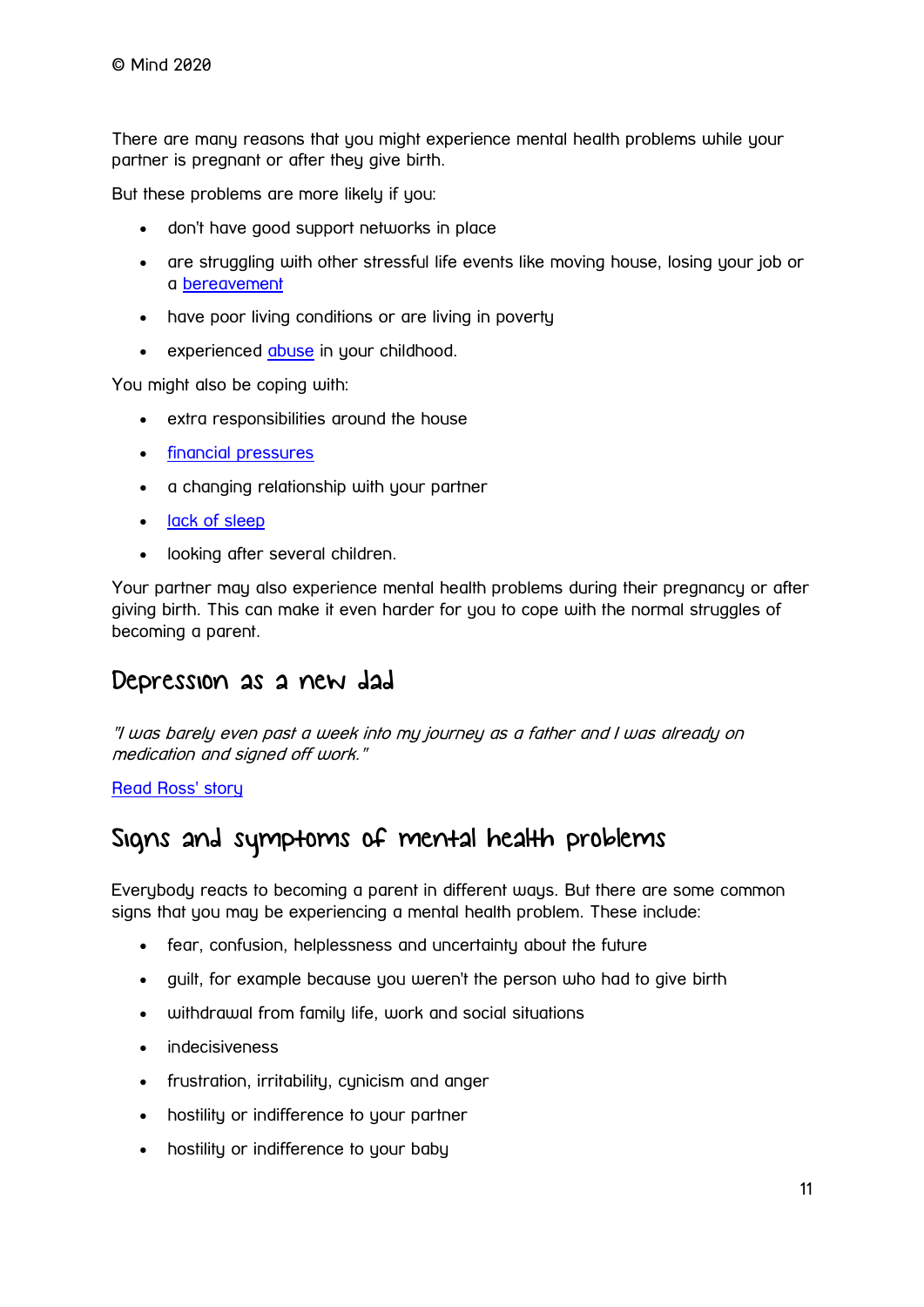There are many reasons that you might experience mental health problems while your partner is pregnant or after they give birth.

But these problems are more likely if you:

- don't have good support networks in place
- are struggling with other stressful life events like moving house, losing your job or a bereavement
- have poor living conditions or are living in poverty
- experienced abuse in your childhood.

You might also be coping with:

- extra responsibilities around the house
- financial pressures
- a changing relationship with your partner
- lack of sleep
- looking after several children.

Your partner may also experience mental health problems during their pregnancy or after giving birth. This can make it even harder for you to cope with the normal struggles of becoming a parent.

## Depression as a new dad

*"I was barely even past a week into my journey as a father and I was already on medication and signed off work."*

Read Ross' story

## Signs and symptoms of mental health problems

Everybody reacts to becoming a parent in different ways. But there are some common signs that you may be experiencing a mental health problem. These include:

- fear, confusion, helplessness and uncertainty about the future
- guilt, for example because you weren't the person who had to give birth
- withdrawal from family life, work and social situations
- indecisiveness
- frustration, irritability, cynicism and anger
- hostility or indifference to your partner
- hostility or indifference to your baby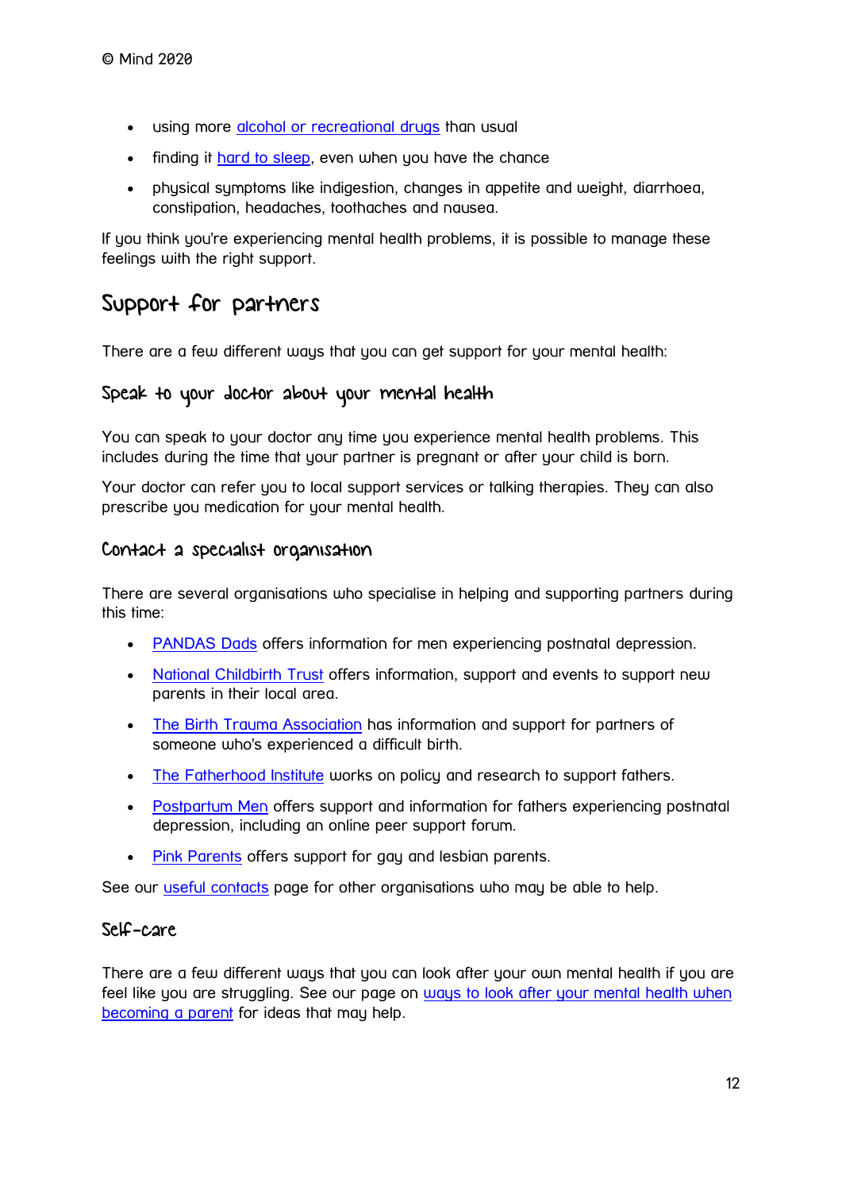- using more alcohol or recreational drugs than usual
- finding it hard to sleep, even when you have the chance
- physical symptoms like indigestion, changes in appetite and weight, diarrhoea, constipation, headaches, toothaches and nausea.

If you think you're experiencing mental health problems, it is possible to manage these feelings with the right support.

## Support for partners

There are a few different ways that you can get support for your mental health:

### Speak to your doctor about your mental health

You can speak to your doctor any time you experience mental health problems. This includes during the time that your partner is pregnant or after your child is born.

Your doctor can refer you to local support services or talking therapies. They can also prescribe you medication for your mental health.

### Contact a specialist organisation

There are several organisations who specialise in helping and supporting partners during this time:

- PANDAS Dads offers information for men experiencing postnatal depression.
- National Childbirth Trust offers information, support and events to support new parents in their local area.
- The Birth Trauma Association has information and support for partners of someone who's experienced a difficult birth.
- The Fatherhood Institute works on policy and research to support fathers.
- Postpartum Men offers support and information for fathers experiencing postnatal depression, including an online peer support forum.
- Pink Parents offers support for gay and lesbian parents.

See our useful contacts page for other organisations who may be able to help.

### Self-care

There are a few different ways that you can look after your own mental health if you are feel like you are struggling. See our page on ways to look after your mental health when becoming a parent for ideas that may help.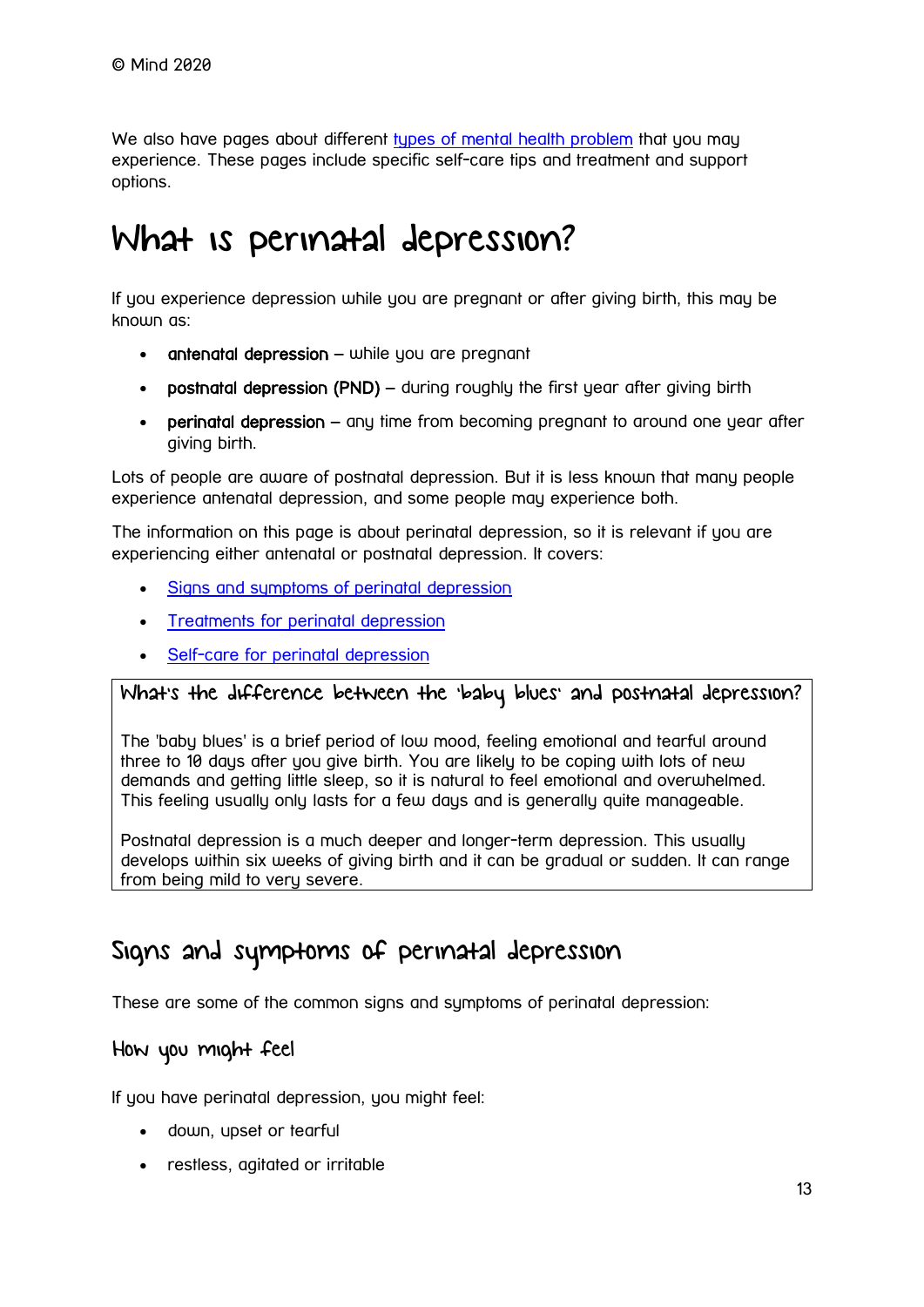We also have pages about different types of mental health problem that you may experience. These pages include specific self-care tips and treatment and support options.

# What is perinatal depression?

If you experience depression while you are pregnant or after giving birth, this may be known as:

- **antenatal depression** – while you are pregnant
- **postnatal depression (PND)** – during roughly the first year after giving birth
- **perinatal depression** – any time from becoming pregnant to around one year after giving birth.

Lots of people are aware of postnatal depression. But it is less known that many people experience antenatal depression, and some people may experience both.

The information on this page is about perinatal depression, so it is relevant if you are experiencing either antenatal or postnatal depression. It covers:

- Signs and symptoms of perinatal depression
- Treatments for perinatal depression
- Self-care for perinatal depression

### What's the difference between the 'baby blues' and postnatal depression?

The 'baby blues' is a brief period of low mood, feeling emotional and tearful around three to 10 days after you give birth. You are likely to be coping with lots of new demands and getting little sleep, so it is natural to feel emotional and overwhelmed. This feeling usually only lasts for a few days and is generally quite manageable.

Postnatal depression is a much deeper and longer-term depression. This usually develops within six weeks of giving birth and it can be gradual or sudden. It can range from being mild to very severe.

## Signs and symptoms of perinatal depression

These are some of the common signs and symptoms of perinatal depression:

### How you might feel

If you have perinatal depression, you might feel:

- down, upset or tearful
- restless, agitated or irritable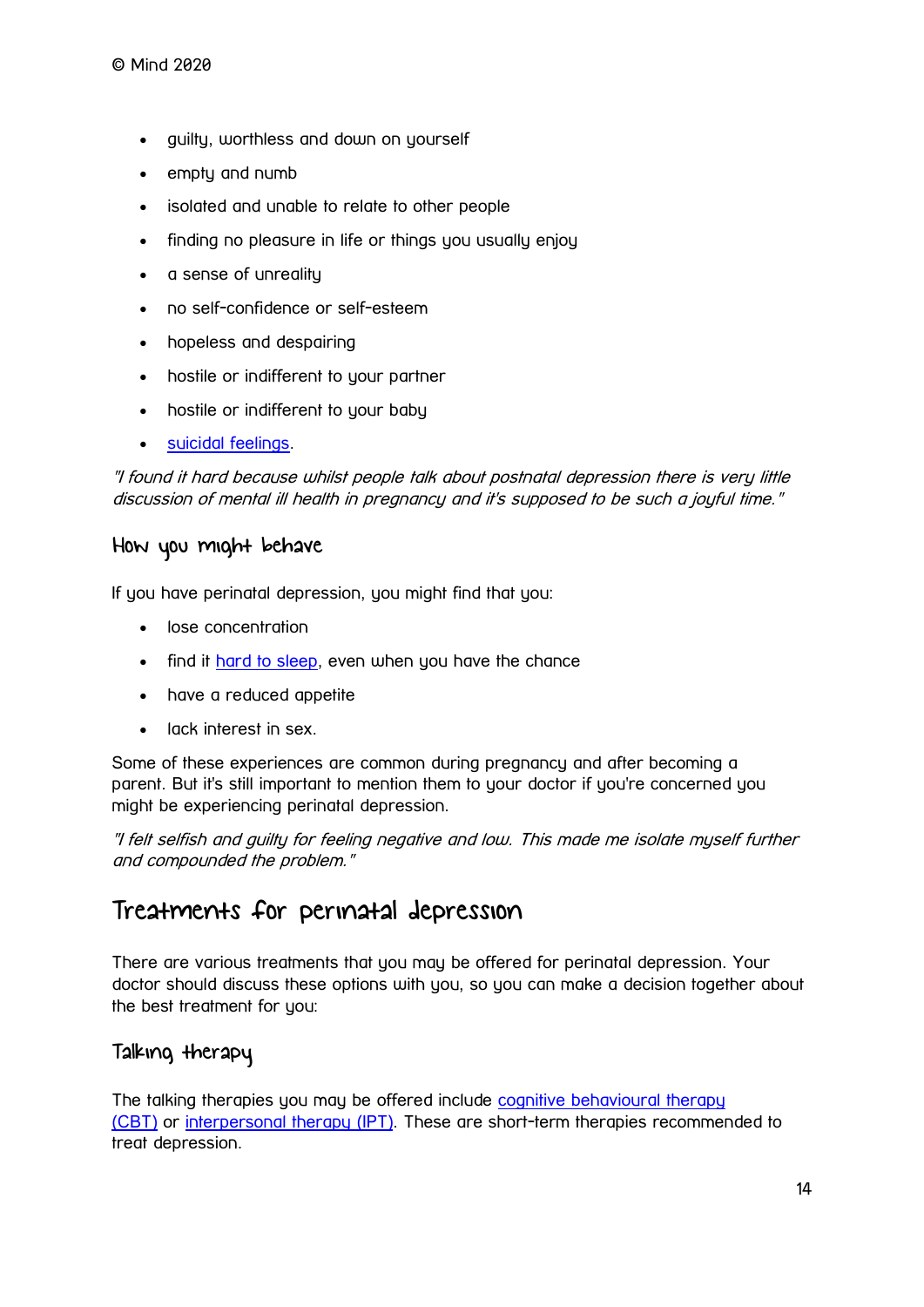- guilty, worthless and down on yourself
- empty and numb
- isolated and unable to relate to other people
- finding no pleasure in life or things you usually enjoy
- a sense of unreality
- no self-confidence or self-esteem
- hopeless and despairing
- hostile or indifferent to your partner
- hostile or indifferent to your baby
- suicidal feelings.

*"I found it hard because whilst people talk about postnatal depression there is very little discussion of mental ill health in pregnancy and it's supposed to be such a joyful time."*

### How you might behave

If you have perinatal depression, you might find that you:

- lose concentration
- find it hard to sleep, even when you have the chance
- have a reduced appetite
- lack interest in sex.

Some of these experiences are common during pregnancy and after becoming a parent. But it's still important to mention them to your doctor if you're concerned you might be experiencing perinatal depression.

*"I felt selfish and guilty for feeling negative and low. This made me isolate myself further and compounded the problem."*

## Treatments for perinatal depression

There are various treatments that you may be offered for perinatal depression. Your doctor should discuss these options with you, so you can make a decision together about the best treatment for you:

### Talking therapy

The talking therapies you may be offered include cognitive behavioural therapy (CBT) or interpersonal therapy (IPT). These are short-term therapies recommended to treat depression.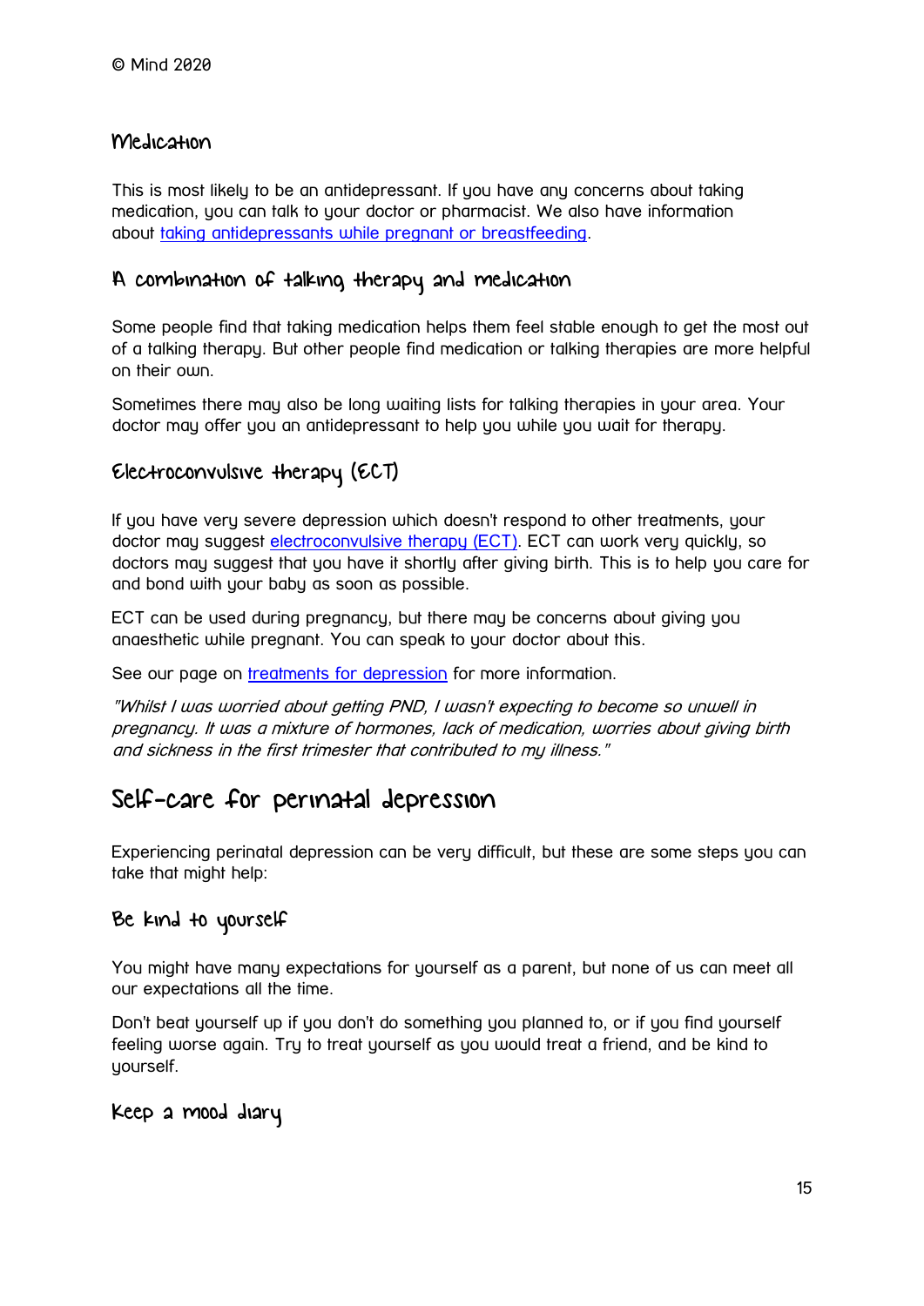### Medication

This is most likely to be an antidepressant. If you have any concerns about taking medication, you can talk to your doctor or pharmacist. We also have information about [taking antidepressants while pregnant or breastfeeding](#).

### A combination of talking therapy and medication

Some people find that taking medication helps them feel stable enough to get the most out of a talking therapy. But other people find medication or talking therapies are more helpful on their own.

Sometimes there may also be long waiting lists for talking therapies in your area. Your doctor may offer you an antidepressant to help you while you wait for therapy.

### Electroconvulsive therapy (ECT)

If you have very severe depression which doesn't respond to other treatments, your doctor may suggest [electroconvulsive therapy (ECT)](#). ECT can work very quickly, so doctors may suggest that you have it shortly after giving birth. This is to help you care for and bond with your baby as soon as possible.

ECT can be used during pregnancy, but there may be concerns about giving you anaesthetic while pregnant. You can speak to your doctor about this.

See our page on [treatments for depression](#) for more information.

*"Whilst I was worried about getting PND, I wasn't expecting to become so unwell in pregnancy. It was a mixture of hormones, lack of medication, worries about giving birth and sickness in the first trimester that contributed to my illness."*

## Self-care for perinatal depression

Experiencing perinatal depression can be very difficult, but these are some steps you can take that might help:

### Be kind to yourself

You might have many expectations for yourself as a parent, but none of us can meet all our expectations all the time.

Don't beat yourself up if you don't do something you planned to, or if you find yourself feeling worse again. Try to treat yourself as you would treat a friend, and be kind to yourself.

### Keep a mood diary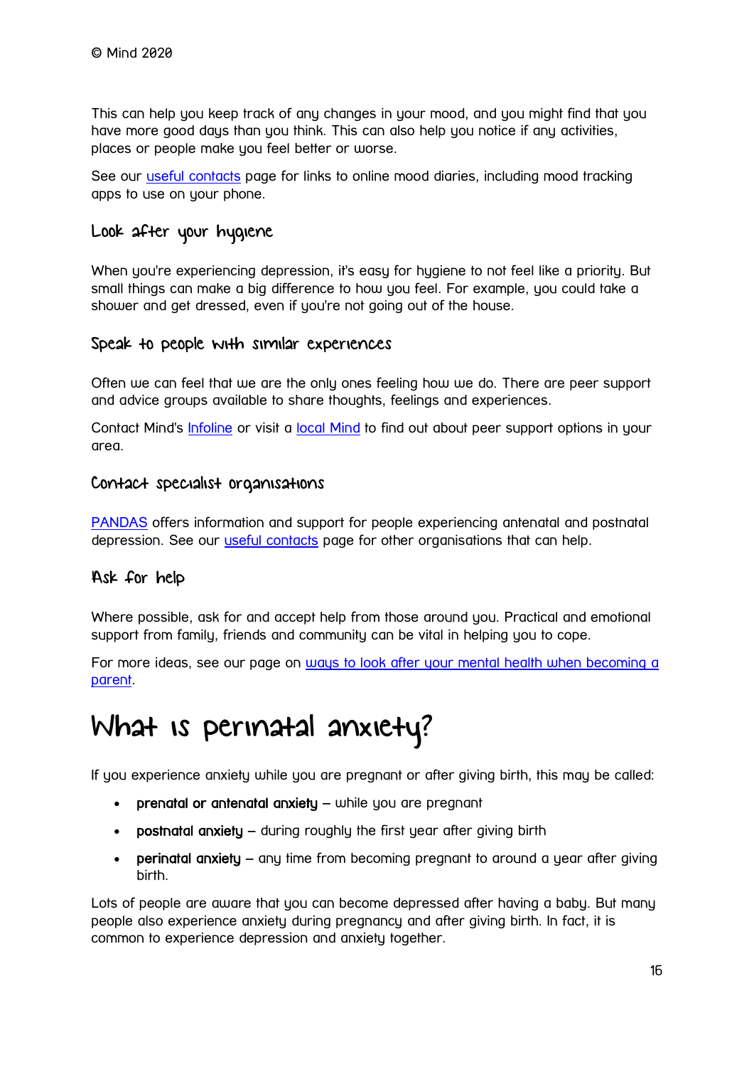This can help you keep track of any changes in your mood, and you might find that you have more good days than you think. This can also help you notice if any activities, places or people make you feel better or worse.

See our [useful contacts] page for links to online mood diaries, including mood tracking apps to use on your phone.

### Look after your hygiene

When you're experiencing depression, it's easy for hygiene to not feel like a priority. But small things can make a big difference to how you feel. For example, you could take a shower and get dressed, even if you're not going out of the house.

### Speak to people with similar experiences

Often we can feel that we are the only ones feeling how we do. There are peer support and advice groups available to share thoughts, feelings and experiences.

Contact Mind's [Infoline] or visit a [local Mind] to find out about peer support options in your area.

### Contact specialist organisations

[PANDAS] offers information and support for people experiencing antenatal and postnatal depression. See our [useful contacts] page for other organisations that can help.

### Ask for help

Where possible, ask for and accept help from those around you. Practical and emotional support from family, friends and community can be vital in helping you to cope.

For more ideas, see our page on [ways to look after your mental health when becoming a parent].

# What is perinatal anxiety?

If you experience anxiety while you are pregnant or after giving birth, this may be called:

- **prenatal or antenatal anxiety** – while you are pregnant
- **postnatal anxiety** – during roughly the first year after giving birth
- **perinatal anxiety** – any time from becoming pregnant to around a year after giving birth.

Lots of people are aware that you can become depressed after having a baby. But many people also experience anxiety during pregnancy and after giving birth. In fact, it is common to experience depression and anxiety together.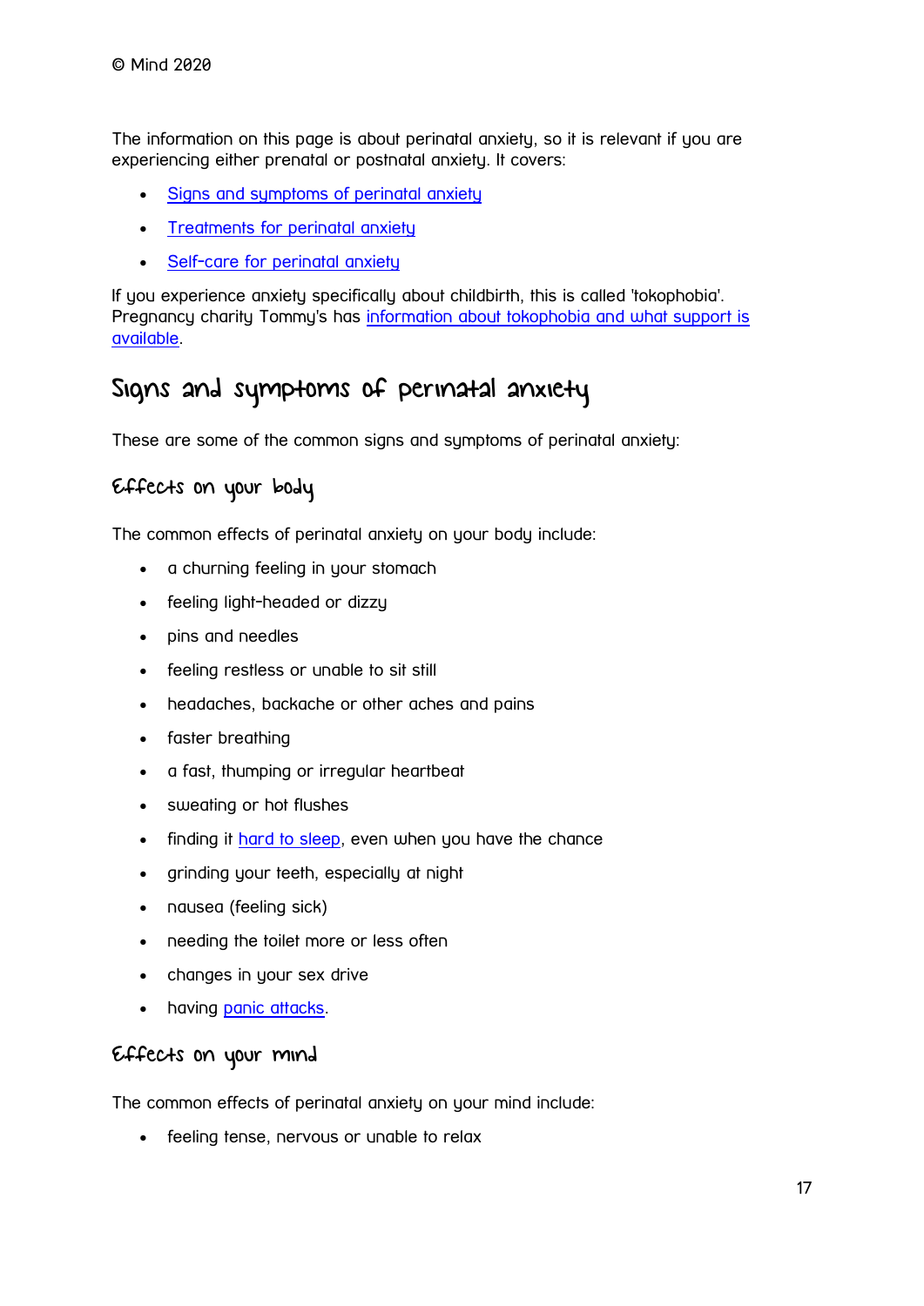The information on this page is about perinatal anxiety, so it is relevant if you are experiencing either prenatal or postnatal anxiety. It covers:

- Signs and symptoms of perinatal anxiety
- Treatments for perinatal anxiety
- Self-care for perinatal anxiety

If you experience anxiety specifically about childbirth, this is called 'tokophobia'. Pregnancy charity Tommy's has information about tokophobia and what support is available.

## Signs and symptoms of perinatal anxiety

These are some of the common signs and symptoms of perinatal anxiety:

### Effects on your body

The common effects of perinatal anxiety on your body include:

- a churning feeling in your stomach
- feeling light-headed or dizzy
- pins and needles
- feeling restless or unable to sit still
- headaches, backache or other aches and pains
- faster breathing
- a fast, thumping or irregular heartbeat
- sweating or hot flushes
- finding it hard to sleep, even when you have the chance
- grinding your teeth, especially at night
- nausea (feeling sick)
- needing the toilet more or less often
- changes in your sex drive
- having panic attacks.

### Effects on your mind

The common effects of perinatal anxiety on your mind include:

- feeling tense, nervous or unable to relax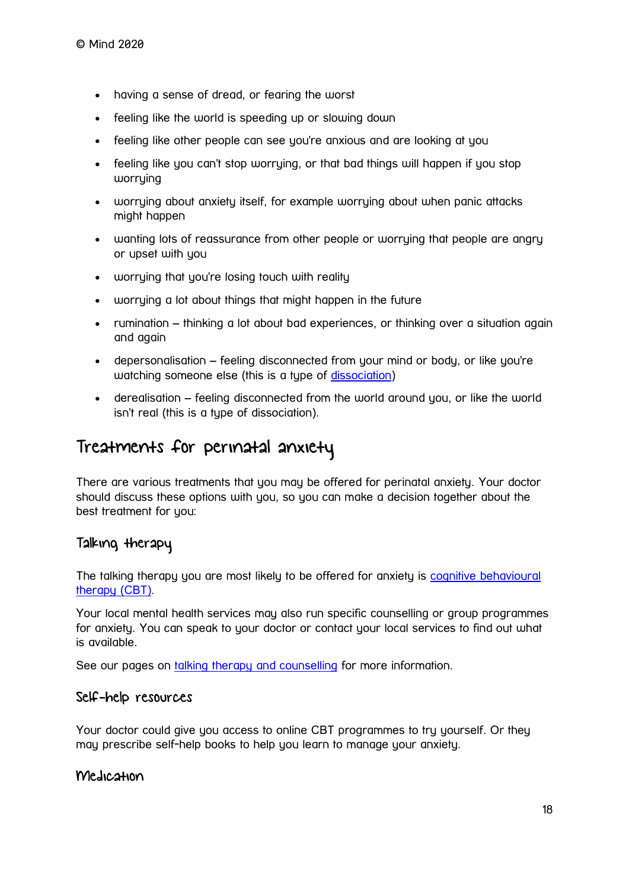- having a sense of dread, or fearing the worst
- feeling like the world is speeding up or slowing down
- feeling like other people can see you're anxious and are looking at you
- feeling like you can't stop worrying, or that bad things will happen if you stop worrying
- worrying about anxiety itself, for example worrying about when panic attacks might happen
- wanting lots of reassurance from other people or worrying that people are angry or upset with you
- worrying that you're losing touch with reality
- worrying a lot about things that might happen in the future
- rumination – thinking a lot about bad experiences, or thinking over a situation again and again
- depersonalisation – feeling disconnected from your mind or body, or like you're watching someone else (this is a type of [dissociation](dissociation))
- derealisation – feeling disconnected from the world around you, or like the world isn't real (this is a type of dissociation).

## Treatments for perinatal anxiety

There are various treatments that you may be offered for perinatal anxiety. Your doctor should discuss these options with you, so you can make a decision together about the best treatment for you:

### Talking therapy

The talking therapy you are most likely to be offered for anxiety is [cognitive behavioural therapy (CBT)](cognitive behavioural therapy (CBT)).

Your local mental health services may also run specific counselling or group programmes for anxiety. You can speak to your doctor or contact your local services to find out what is available.

See our pages on [talking therapy and counselling](talking therapy and counselling) for more information.

### Self-help resources

Your doctor could give you access to online CBT programmes to try yourself. Or they may prescribe self-help books to help you learn to manage your anxiety.

### Medication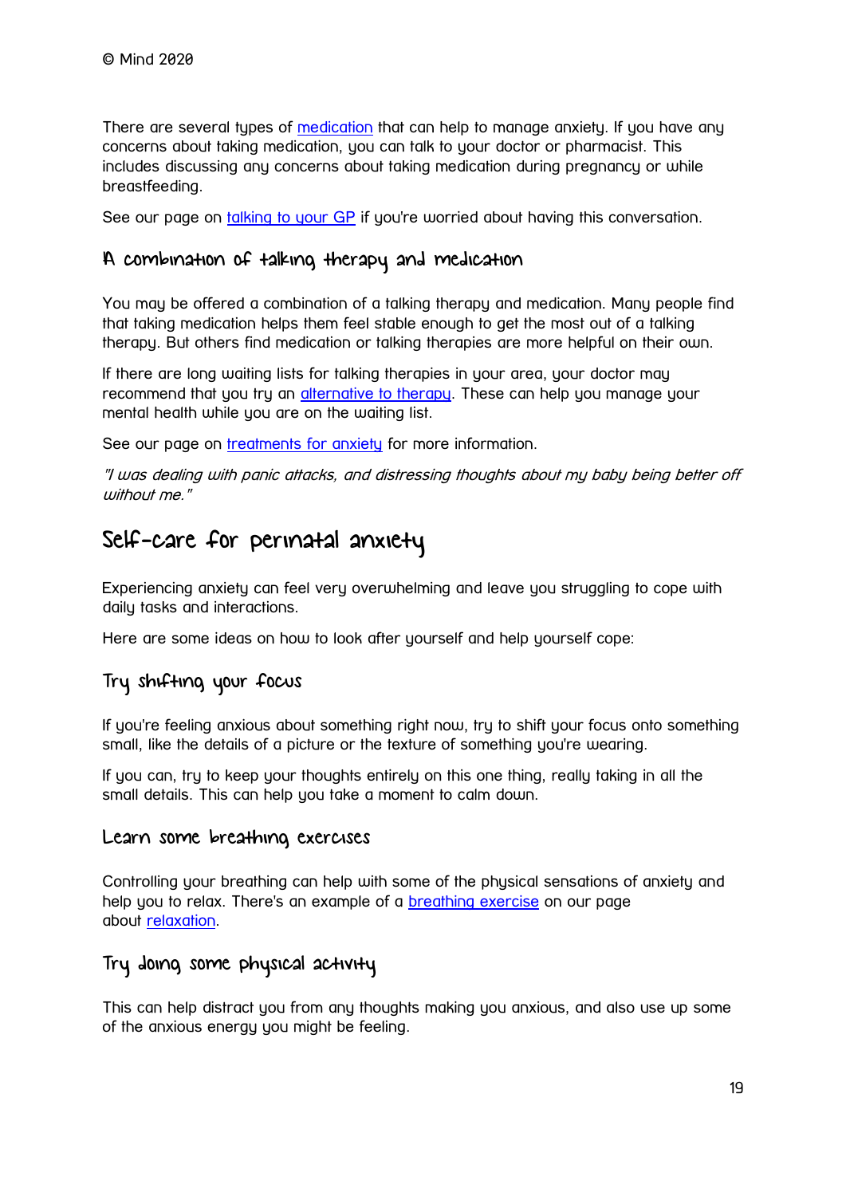There are several types of medication that can help to manage anxiety. If you have any concerns about taking medication, you can talk to your doctor or pharmacist. This includes discussing any concerns about taking medication during pregnancy or while breastfeeding.

See our page on talking to your GP if you're worried about having this conversation.

### A combination of talking therapy and medication

You may be offered a combination of a talking therapy and medication. Many people find that taking medication helps them feel stable enough to get the most out of a talking therapy. But others find medication or talking therapies are more helpful on their own.

If there are long waiting lists for talking therapies in your area, your doctor may recommend that you try an alternative to therapy. These can help you manage your mental health while you are on the waiting list.

See our page on treatments for anxiety for more information.

*"I was dealing with panic attacks, and distressing thoughts about my baby being better off without me."*

## Self-care for perinatal anxiety

Experiencing anxiety can feel very overwhelming and leave you struggling to cope with daily tasks and interactions.

Here are some ideas on how to look after yourself and help yourself cope:

### Try shifting your focus

If you're feeling anxious about something right now, try to shift your focus onto something small, like the details of a picture or the texture of something you're wearing.

If you can, try to keep your thoughts entirely on this one thing, really taking in all the small details. This can help you take a moment to calm down.

### Learn some breathing exercises

Controlling your breathing can help with some of the physical sensations of anxiety and help you to relax. There's an example of a breathing exercise on our page about relaxation.

### Try doing some physical activity

This can help distract you from any thoughts making you anxious, and also use up some of the anxious energy you might be feeling.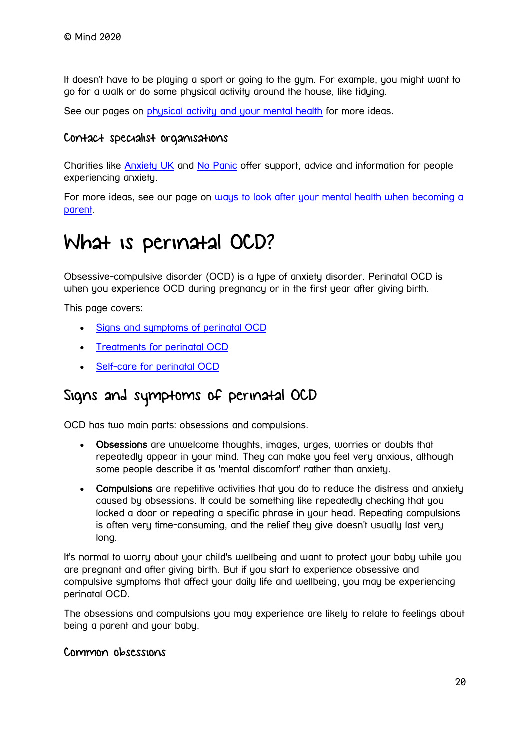It doesn't have to be playing a sport or going to the gym. For example, you might want to go for a walk or do some physical activity around the house, like tidying.

See our pages on [physical activity and your mental health]() for more ideas.

### Contact specialist organisations

Charities like [Anxiety UK]() and [No Panic]() offer support, advice and information for people experiencing anxiety.

For more ideas, see our page on [ways to look after your mental health when becoming a parent]().

# What is perinatal OCD?

Obsessive-compulsive disorder (OCD) is a type of anxiety disorder. Perinatal OCD is when you experience OCD during pregnancy or in the first year after giving birth.

This page covers:

- [Signs and symptoms of perinatal OCD]()
- [Treatments for perinatal OCD]()
- [Self-care for perinatal OCD]()

## Signs and symptoms of perinatal OCD

OCD has two main parts: obsessions and compulsions.

- **Obsessions** are unwelcome thoughts, images, urges, worries or doubts that repeatedly appear in your mind. They can make you feel very anxious, although some people describe it as 'mental discomfort' rather than anxiety.
- **Compulsions** are repetitive activities that you do to reduce the distress and anxiety caused by obsessions. It could be something like repeatedly checking that you locked a door or repeating a specific phrase in your head. Repeating compulsions is often very time-consuming, and the relief they give doesn't usually last very long.

It's normal to worry about your child's wellbeing and want to protect your baby while you are pregnant and after giving birth. But if you start to experience obsessive and compulsive symptoms that affect your daily life and wellbeing, you may be experiencing perinatal OCD.

The obsessions and compulsions you may experience are likely to relate to feelings about being a parent and your baby.

### Common obsessions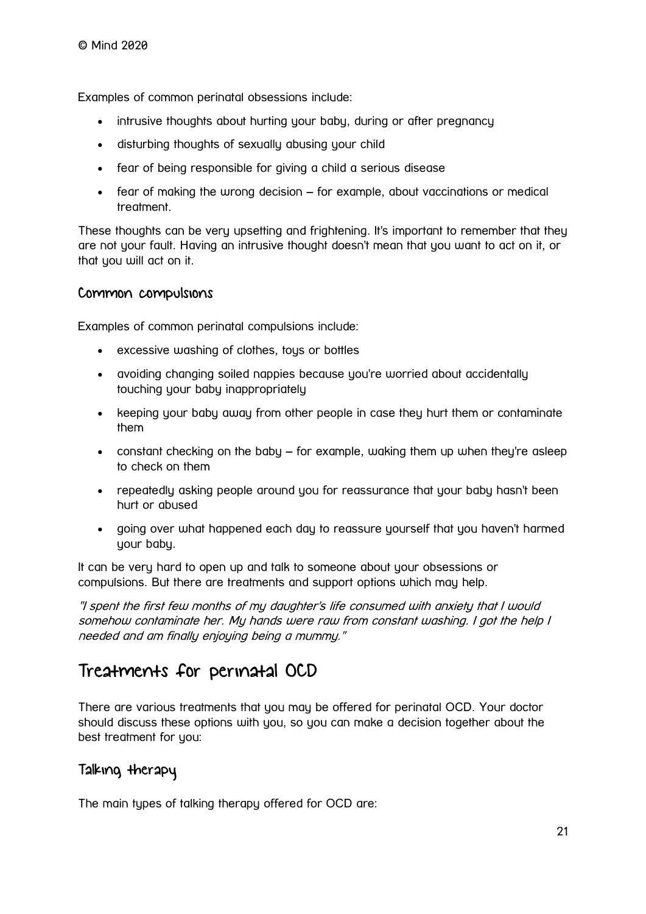Examples of common perinatal obsessions include:

- intrusive thoughts about hurting your baby, during or after pregnancy
- disturbing thoughts of sexually abusing your child
- fear of being responsible for giving a child a serious disease
- fear of making the wrong decision – for example, about vaccinations or medical treatment.

These thoughts can be very upsetting and frightening. It's important to remember that they are not your fault. Having an intrusive thought doesn't mean that you want to act on it, or that you will act on it.

### Common compulsions

Examples of common perinatal compulsions include:

- excessive washing of clothes, toys or bottles
- avoiding changing soiled nappies because you're worried about accidentally touching your baby inappropriately
- keeping your baby away from other people in case they hurt them or contaminate them
- constant checking on the baby – for example, waking them up when they're asleep to check on them
- repeatedly asking people around you for reassurance that your baby hasn't been hurt or abused
- going over what happened each day to reassure yourself that you haven't harmed your baby.

It can be very hard to open up and talk to someone about your obsessions or compulsions. But there are treatments and support options which may help.

*"I spent the first few months of my daughter's life consumed with anxiety that I would somehow contaminate her. My hands were raw from constant washing. I got the help I needed and am finally enjoying being a mummy."*

## Treatments for perinatal OCD

There are various treatments that you may be offered for perinatal OCD. Your doctor should discuss these options with you, so you can make a decision together about the best treatment for you:

### Talking therapy

The main types of talking therapy offered for OCD are: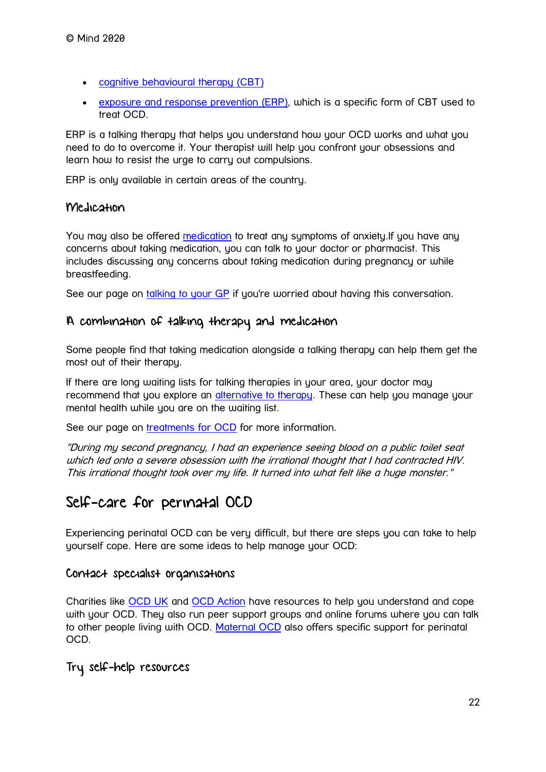- cognitive behavioural therapy (CBT)
- exposure and response prevention (ERP), which is a specific form of CBT used to treat OCD.

ERP is a talking therapy that helps you understand how your OCD works and what you need to do to overcome it. Your therapist will help you confront your obsessions and learn how to resist the urge to carry out compulsions.

ERP is only available in certain areas of the country.

### Medication

You may also be offered medication to treat any symptoms of anxiety.If you have any concerns about taking medication, you can talk to your doctor or pharmacist. This includes discussing any concerns about taking medication during pregnancy or while breastfeeding.

See our page on talking to your GP if you're worried about having this conversation.

### A combination of talking therapy and medication

Some people find that taking medication alongside a talking therapy can help them get the most out of their therapy.

If there are long waiting lists for talking therapies in your area, your doctor may recommend that you explore an alternative to therapy. These can help you manage your mental health while you are on the waiting list.

See our page on treatments for OCD for more information.

*"During my second pregnancy, I had an experience seeing blood on a public toilet seat which led onto a severe obsession with the irrational thought that I had contracted HIV. This irrational thought took over my life. It turned into what felt like a huge monster."*

## Self-care for perinatal OCD

Experiencing perinatal OCD can be very difficult, but there are steps you can take to help yourself cope. Here are some ideas to help manage your OCD:

### Contact specialist organisations

Charities like OCD UK and OCD Action have resources to help you understand and cope with your OCD. They also run peer support groups and online forums where you can talk to other people living with OCD. Maternal OCD also offers specific support for perinatal OCD.

### Try self-help resources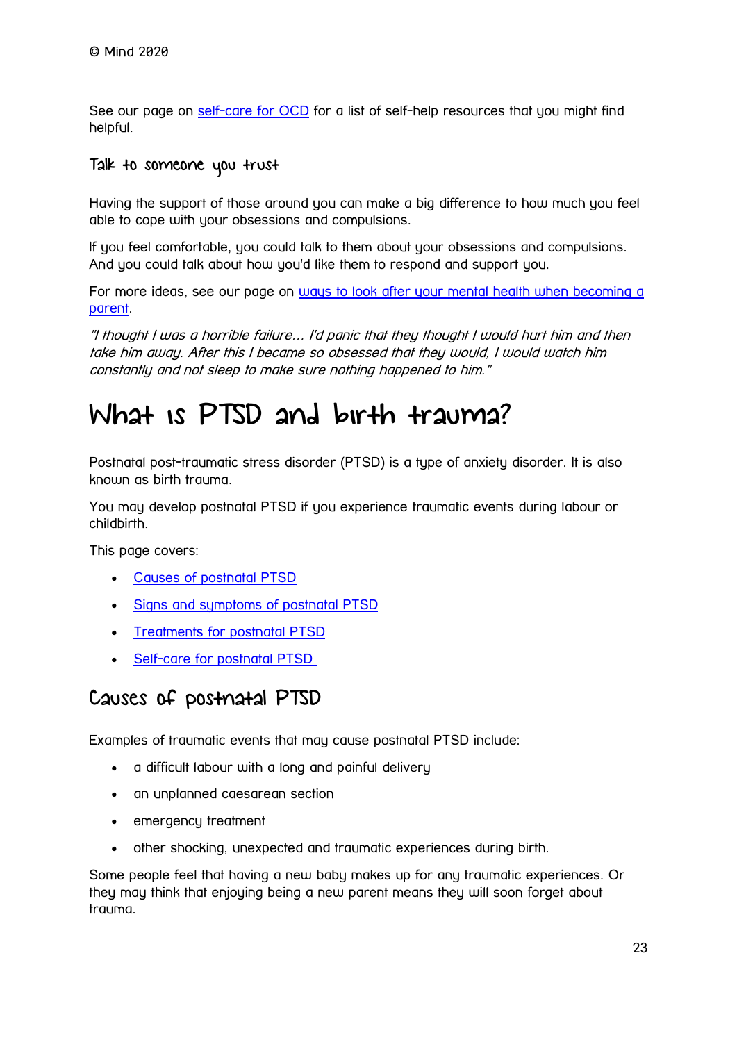See our page on [self-care for OCD](#) for a list of self-help resources that you might find helpful.

### Talk to someone you trust

Having the support of those around you can make a big difference to how much you feel able to cope with your obsessions and compulsions.

If you feel comfortable, you could talk to them about your obsessions and compulsions. And you could talk about how you'd like them to respond and support you.

For more ideas, see our page on [ways to look after your mental health when becoming a parent](#).

*"I thought I was a horrible failure… I'd panic that they thought I would hurt him and then take him away. After this I became so obsessed that they would, I would watch him constantly and not sleep to make sure nothing happened to him."*

# What is PTSD and birth trauma?

Postnatal post-traumatic stress disorder (PTSD) is a type of anxiety disorder. It is also known as birth trauma.

You may develop postnatal PTSD if you experience traumatic events during labour or childbirth.

This page covers:

- [Causes of postnatal PTSD](#)
- [Signs and symptoms of postnatal PTSD](#)
- [Treatments for postnatal PTSD](#)
- [Self-care for postnatal PTSD](#)

## Causes of postnatal PTSD

Examples of traumatic events that may cause postnatal PTSD include:

- a difficult labour with a long and painful delivery
- an unplanned caesarean section
- emergency treatment
- other shocking, unexpected and traumatic experiences during birth.

Some people feel that having a new baby makes up for any traumatic experiences. Or they may think that enjoying being a new parent means they will soon forget about trauma.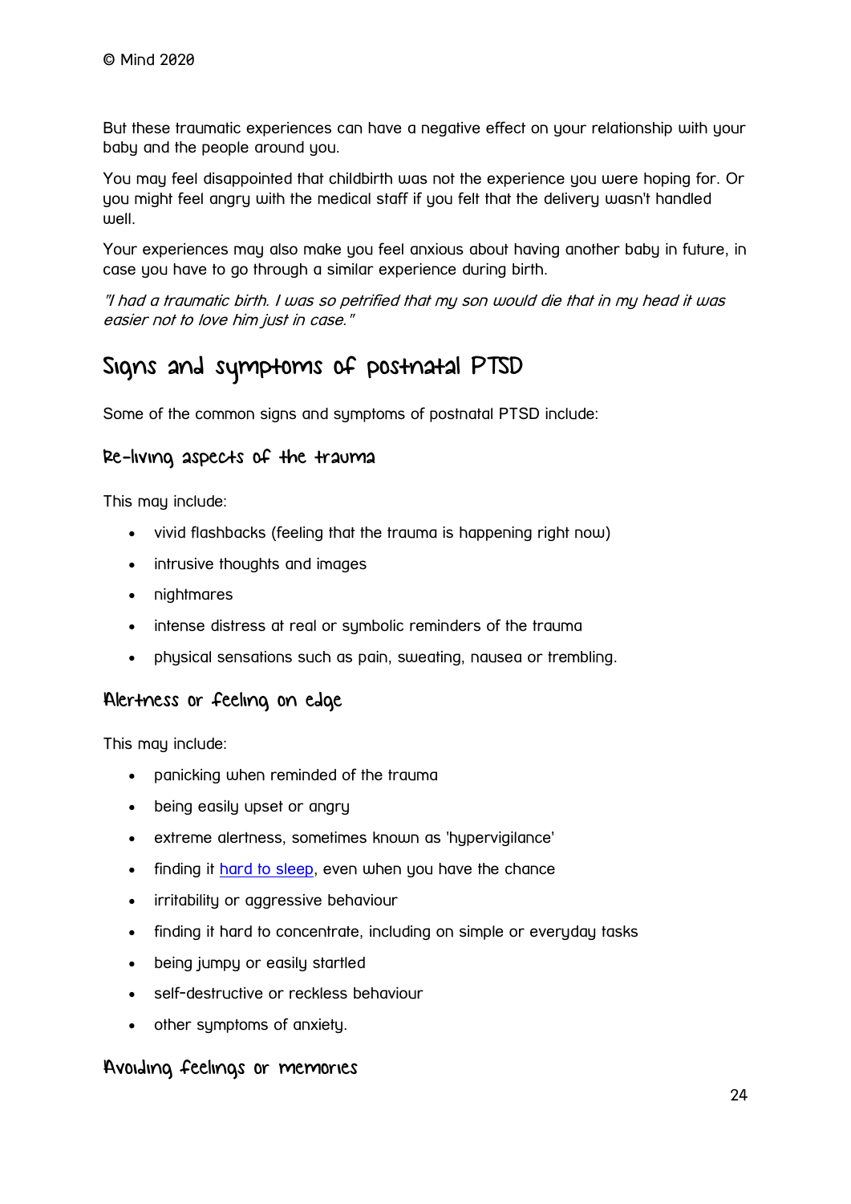But these traumatic experiences can have a negative effect on your relationship with your baby and the people around you.

You may feel disappointed that childbirth was not the experience you were hoping for. Or you might feel angry with the medical staff if you felt that the delivery wasn't handled well.

Your experiences may also make you feel anxious about having another baby in future, in case you have to go through a similar experience during birth.

*"I had a traumatic birth. I was so petrified that my son would die that in my head it was easier not to love him just in case."*

## Signs and symptoms of postnatal PTSD

Some of the common signs and symptoms of postnatal PTSD include:

### Re-living aspects of the trauma

This may include:

- vivid flashbacks (feeling that the trauma is happening right now)
- intrusive thoughts and images
- nightmares
- intense distress at real or symbolic reminders of the trauma
- physical sensations such as pain, sweating, nausea or trembling.

### Alertness or feeling on edge

This may include:

- panicking when reminded of the trauma
- being easily upset or angry
- extreme alertness, sometimes known as 'hypervigilance'
- finding it hard to sleep, even when you have the chance
- irritability or aggressive behaviour
- finding it hard to concentrate, including on simple or everyday tasks
- being jumpy or easily startled
- self-destructive or reckless behaviour
- other symptoms of anxiety.

### Avoiding feelings or memories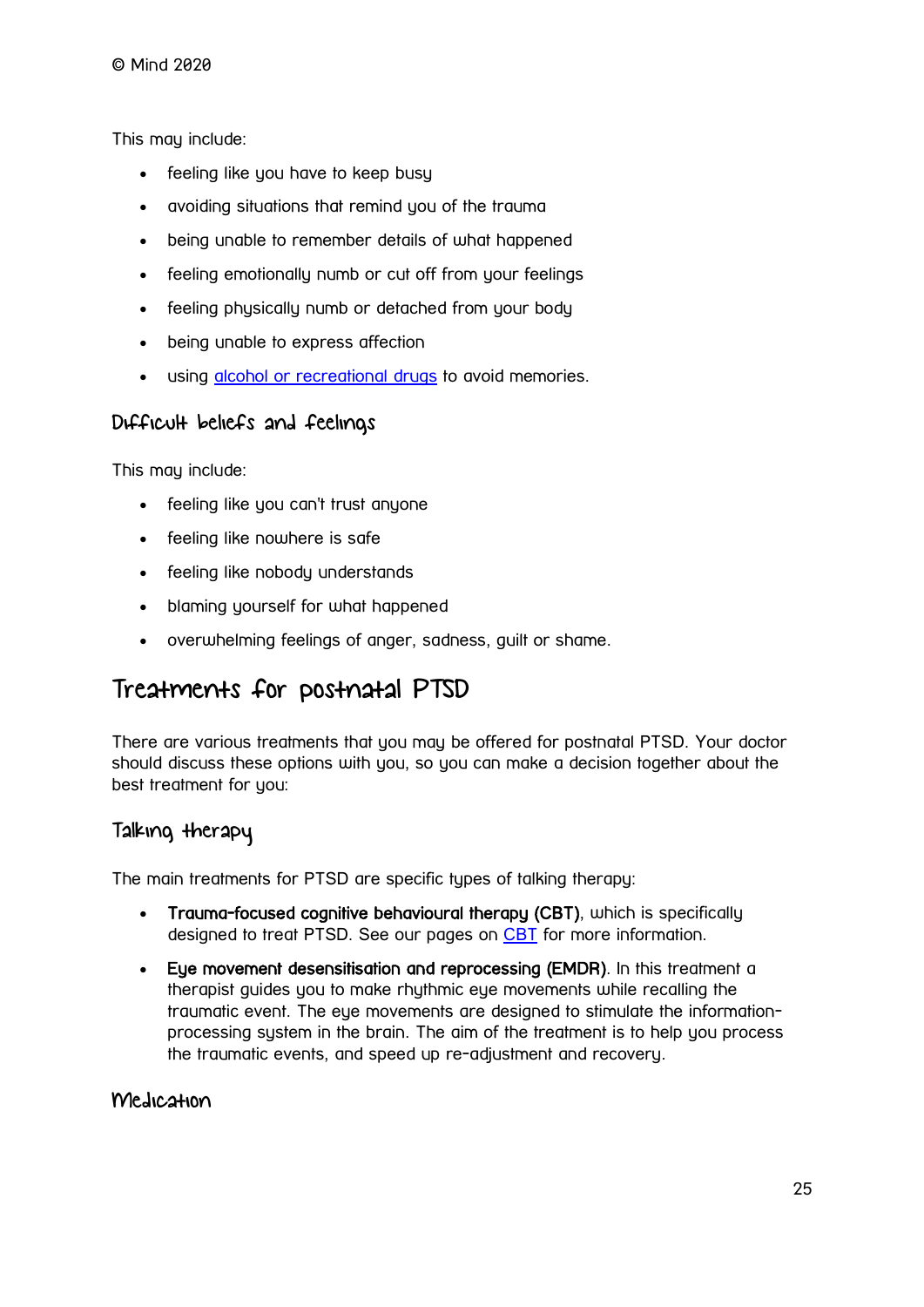This may include:

- feeling like you have to keep busy
- avoiding situations that remind you of the trauma
- being unable to remember details of what happened
- feeling emotionally numb or cut off from your feelings
- feeling physically numb or detached from your body
- being unable to express affection
- using alcohol or recreational drugs to avoid memories.

### Difficult beliefs and feelings

This may include:

- feeling like you can't trust anyone
- feeling like nowhere is safe
- feeling like nobody understands
- blaming yourself for what happened
- overwhelming feelings of anger, sadness, guilt or shame.

## Treatments for postnatal PTSD

There are various treatments that you may be offered for postnatal PTSD. Your doctor should discuss these options with you, so you can make a decision together about the best treatment for you:

### Talking therapy

The main treatments for PTSD are specific types of talking therapy:

- **Trauma-focused cognitive behavioural therapy (CBT)**, which is specifically designed to treat PTSD. See our pages on CBT for more information.
- **Eye movement desensitisation and reprocessing (EMDR)**. In this treatment a therapist guides you to make rhythmic eye movements while recalling the traumatic event. The eye movements are designed to stimulate the information-processing system in the brain. The aim of the treatment is to help you process the traumatic events, and speed up re-adjustment and recovery.

### Medication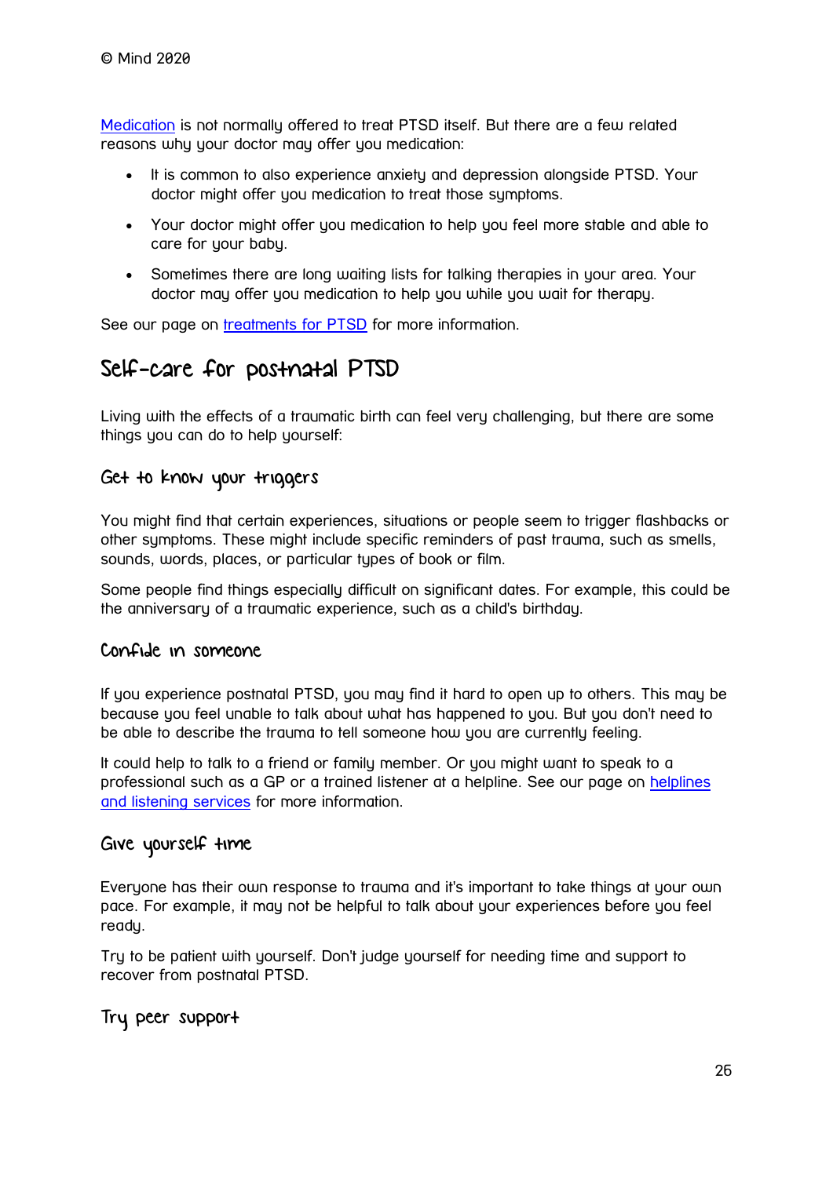[Medication](#) is not normally offered to treat PTSD itself. But there are a few related reasons why your doctor may offer you medication:

- It is common to also experience anxiety and depression alongside PTSD. Your doctor might offer you medication to treat those symptoms.
- Your doctor might offer you medication to help you feel more stable and able to care for your baby.
- Sometimes there are long waiting lists for talking therapies in your area. Your doctor may offer you medication to help you while you wait for therapy.

See our page on [treatments for PTSD](#) for more information.

## Self-care for postnatal PTSD

Living with the effects of a traumatic birth can feel very challenging, but there are some things you can do to help yourself:

### Get to know your triggers

You might find that certain experiences, situations or people seem to trigger flashbacks or other symptoms. These might include specific reminders of past trauma, such as smells, sounds, words, places, or particular types of book or film.

Some people find things especially difficult on significant dates. For example, this could be the anniversary of a traumatic experience, such as a child's birthday.

### Confide in someone

If you experience postnatal PTSD, you may find it hard to open up to others. This may be because you feel unable to talk about what has happened to you. But you don't need to be able to describe the trauma to tell someone how you are currently feeling.

It could help to talk to a friend or family member. Or you might want to speak to a professional such as a GP or a trained listener at a helpline. See our page on [helplines and listening services](#) for more information.

### Give yourself time

Everyone has their own response to trauma and it's important to take things at your own pace. For example, it may not be helpful to talk about your experiences before you feel ready.

Try to be patient with yourself. Don't judge yourself for needing time and support to recover from postnatal PTSD.

### Try peer support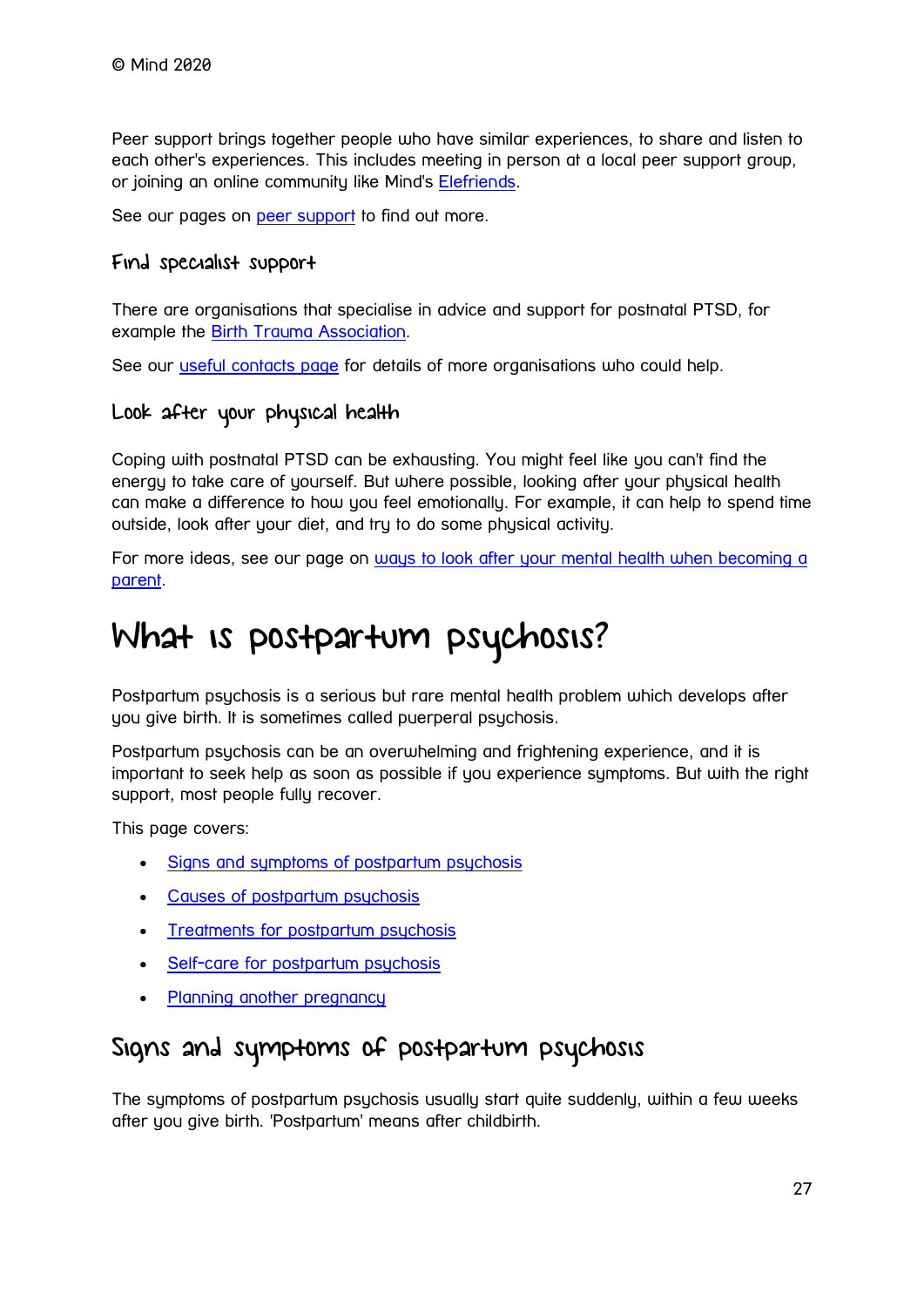Peer support brings together people who have similar experiences, to share and listen to each other's experiences. This includes meeting in person at a local peer support group, or joining an online community like Mind's [Elefriends](#).

See our pages on [peer support](#) to find out more.

### Find specialist support

There are organisations that specialise in advice and support for postnatal PTSD, for example the [Birth Trauma Association](#).

See our [useful contacts page](#) for details of more organisations who could help.

### Look after your physical health

Coping with postnatal PTSD can be exhausting. You might feel like you can't find the energy to take care of yourself. But where possible, looking after your physical health can make a difference to how you feel emotionally. For example, it can help to spend time outside, look after your diet, and try to do some physical activity.

For more ideas, see our page on [ways to look after your mental health when becoming a parent](#).

# What is postpartum psychosis?

Postpartum psychosis is a serious but rare mental health problem which develops after you give birth. It is sometimes called puerperal psychosis.

Postpartum psychosis can be an overwhelming and frightening experience, and it is important to seek help as soon as possible if you experience symptoms. But with the right support, most people fully recover.

This page covers:

- [Signs and symptoms of postpartum psychosis](#)
- [Causes of postpartum psychosis](#)
- [Treatments for postpartum psychosis](#)
- [Self-care for postpartum psychosis](#)
- [Planning another pregnancy](#)

## Signs and symptoms of postpartum psychosis

The symptoms of postpartum psychosis usually start quite suddenly, within a few weeks after you give birth. 'Postpartum' means after childbirth.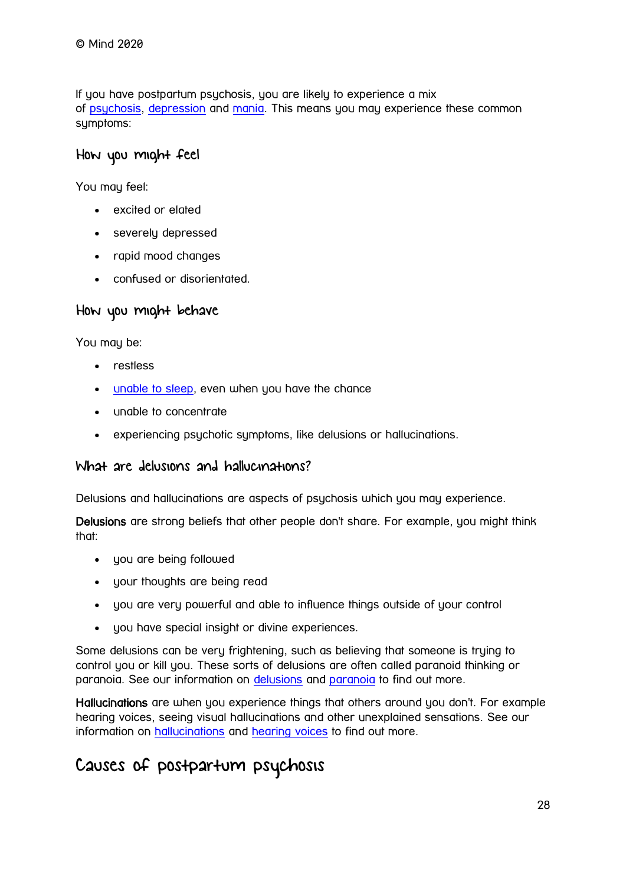If you have postpartum psychosis, you are likely to experience a mix of psychosis, depression and mania. This means you may experience these common symptoms:

### How you might feel

You may feel:

- excited or elated
- severely depressed
- rapid mood changes
- confused or disorientated.

### How you might behave

You may be:

- restless
- unable to sleep, even when you have the chance
- unable to concentrate
- experiencing psychotic symptoms, like delusions or hallucinations.

### What are delusions and hallucinations?

Delusions and hallucinations are aspects of psychosis which you may experience.

**Delusions** are strong beliefs that other people don't share. For example, you might think that:

- you are being followed
- your thoughts are being read
- you are very powerful and able to influence things outside of your control
- you have special insight or divine experiences.

Some delusions can be very frightening, such as believing that someone is trying to control you or kill you. These sorts of delusions are often called paranoid thinking or paranoia. See our information on delusions and paranoia to find out more.

**Hallucinations** are when you experience things that others around you don't. For example hearing voices, seeing visual hallucinations and other unexplained sensations. See our information on hallucinations and hearing voices to find out more.

## Causes of postpartum psychosis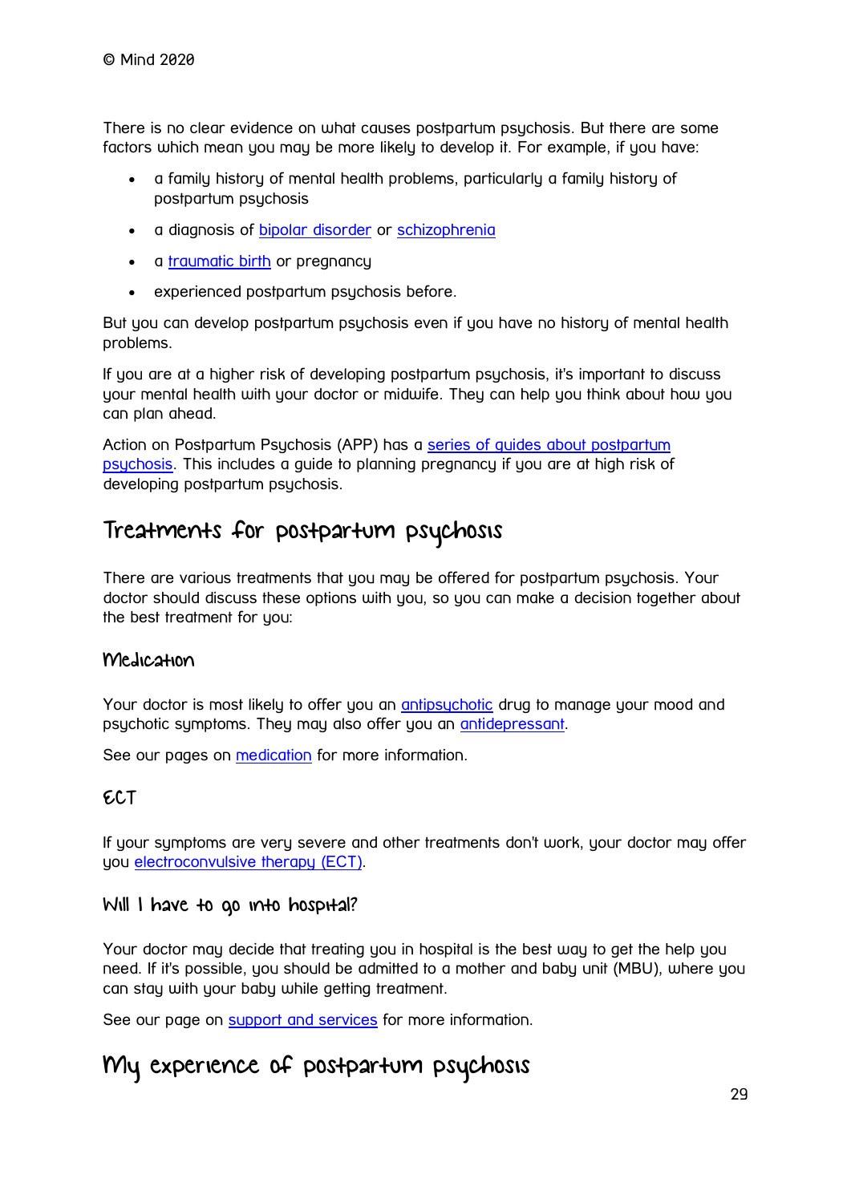There is no clear evidence on what causes postpartum psychosis. But there are some factors which mean you may be more likely to develop it. For example, if you have:

- a family history of mental health problems, particularly a family history of postpartum psychosis
- a diagnosis of bipolar disorder or schizophrenia
- a traumatic birth or pregnancy
- experienced postpartum psychosis before.

But you can develop postpartum psychosis even if you have no history of mental health problems.

If you are at a higher risk of developing postpartum psychosis, it's important to discuss your mental health with your doctor or midwife. They can help you think about how you can plan ahead.

Action on Postpartum Psychosis (APP) has a series of guides about postpartum psychosis. This includes a guide to planning pregnancy if you are at high risk of developing postpartum psychosis.

## Treatments for postpartum psychosis

There are various treatments that you may be offered for postpartum psychosis. Your doctor should discuss these options with you, so you can make a decision together about the best treatment for you:

### Medication

Your doctor is most likely to offer you an antipsychotic drug to manage your mood and psychotic symptoms. They may also offer you an antidepressant.

See our pages on medication for more information.

### ECT

If your symptoms are very severe and other treatments don't work, your doctor may offer you electroconvulsive therapy (ECT).

### Will I have to go into hospital?

Your doctor may decide that treating you in hospital is the best way to get the help you need. If it's possible, you should be admitted to a mother and baby unit (MBU), where you can stay with your baby while getting treatment.

See our page on support and services for more information.

## My experience of postpartum psychosis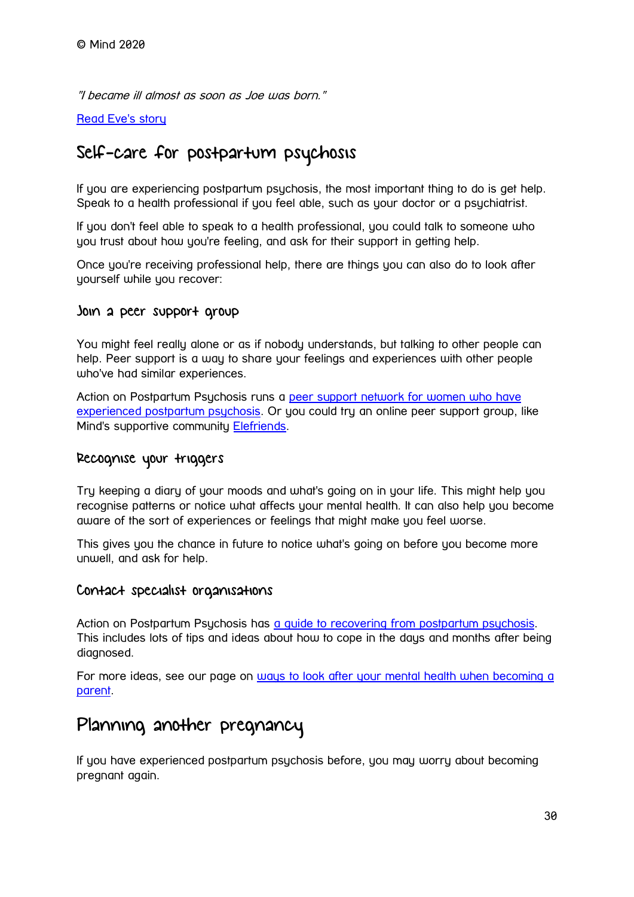*"I became ill almost as soon as Joe was born."*

[Read Eve's story]

## Self-care for postpartum psychosis

If you are experiencing postpartum psychosis, the most important thing to do is get help. Speak to a health professional if you feel able, such as your doctor or a psychiatrist.

If you don't feel able to speak to a health professional, you could talk to someone who you trust about how you're feeling, and ask for their support in getting help.

Once you're receiving professional help, there are things you can also do to look after yourself while you recover:

### Join a peer support group

You might feel really alone or as if nobody understands, but talking to other people can help. Peer support is a way to share your feelings and experiences with other people who've had similar experiences.

Action on Postpartum Psychosis runs a [peer support network for women who have experienced postpartum psychosis]. Or you could try an online peer support group, like Mind's supportive community [Elefriends].

### Recognise your triggers

Try keeping a diary of your moods and what's going on in your life. This might help you recognise patterns or notice what affects your mental health. It can also help you become aware of the sort of experiences or feelings that might make you feel worse.

This gives you the chance in future to notice what's going on before you become more unwell, and ask for help.

### Contact specialist organisations

Action on Postpartum Psychosis has [a guide to recovering from postpartum psychosis]. This includes lots of tips and ideas about how to cope in the days and months after being diagnosed.

For more ideas, see our page on [ways to look after your mental health when becoming a parent].

## Planning another pregnancy

If you have experienced postpartum psychosis before, you may worry about becoming pregnant again.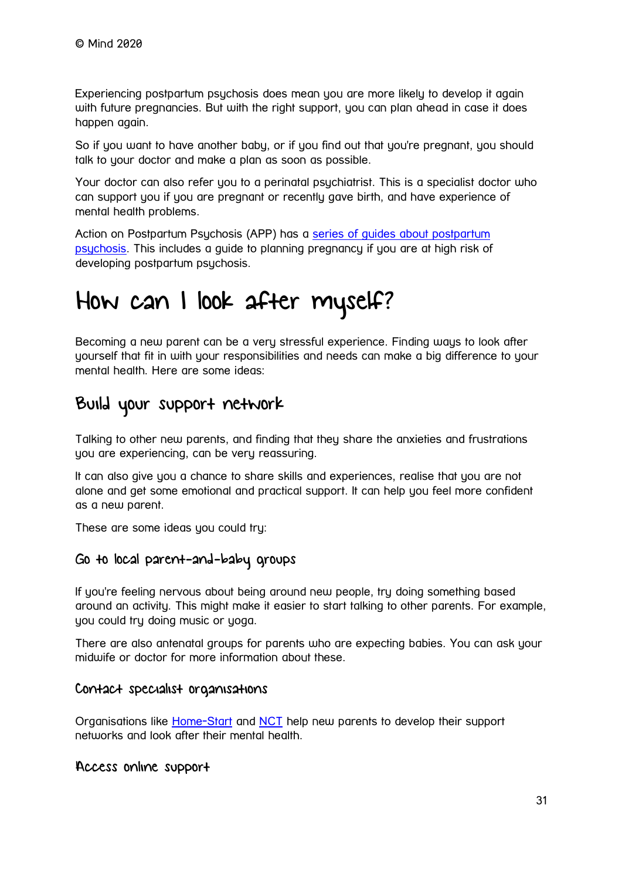Experiencing postpartum psychosis does mean you are more likely to develop it again with future pregnancies. But with the right support, you can plan ahead in case it does happen again.

So if you want to have another baby, or if you find out that you're pregnant, you should talk to your doctor and make a plan as soon as possible.

Your doctor can also refer you to a perinatal psychiatrist. This is a specialist doctor who can support you if you are pregnant or recently gave birth, and have experience of mental health problems.

Action on Postpartum Psychosis (APP) has a [series of guides about postpartum psychosis](). This includes a guide to planning pregnancy if you are at high risk of developing postpartum psychosis.

# How can I look after myself?

Becoming a new parent can be a very stressful experience. Finding ways to look after yourself that fit in with your responsibilities and needs can make a big difference to your mental health. Here are some ideas:

## Build your support network

Talking to other new parents, and finding that they share the anxieties and frustrations you are experiencing, can be very reassuring.

It can also give you a chance to share skills and experiences, realise that you are not alone and get some emotional and practical support. It can help you feel more confident as a new parent.

These are some ideas you could try:

### Go to local parent-and-baby groups

If you're feeling nervous about being around new people, try doing something based around an activity. This might make it easier to start talking to other parents. For example, you could try doing music or yoga.

There are also antenatal groups for parents who are expecting babies. You can ask your midwife or doctor for more information about these.

### Contact specialist organisations

Organisations like [Home-Start]() and [NCT]() help new parents to develop their support networks and look after their mental health.

### Access online support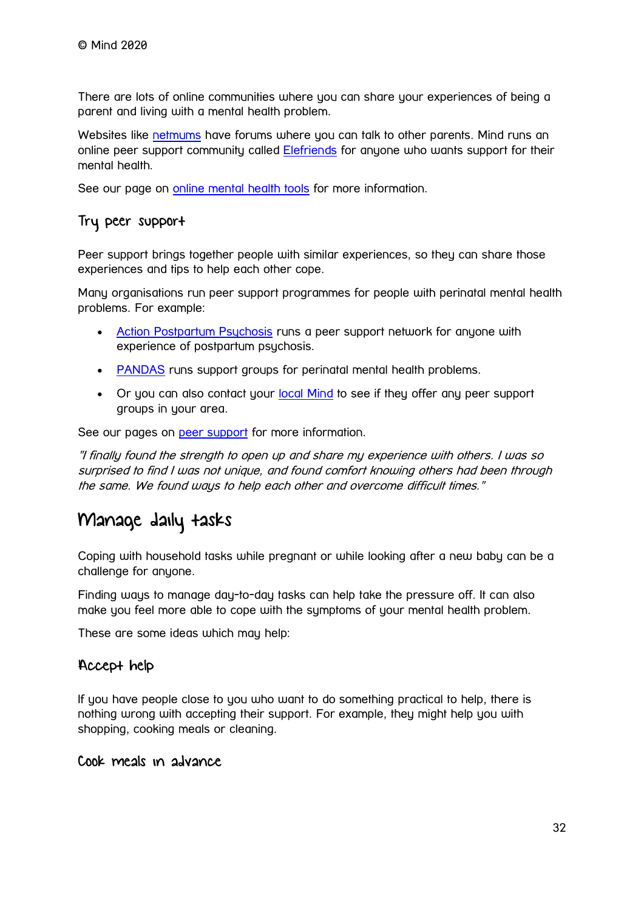There are lots of online communities where you can share your experiences of being a parent and living with a mental health problem.

Websites like netmums have forums where you can talk to other parents. Mind runs an online peer support community called Elefriends for anyone who wants support for their mental health.

See our page on online mental health tools for more information.

### Try peer support

Peer support brings together people with similar experiences, so they can share those experiences and tips to help each other cope.

Many organisations run peer support programmes for people with perinatal mental health problems. For example:

- Action Postpartum Psychosis runs a peer support network for anyone with experience of postpartum psychosis.
- PANDAS runs support groups for perinatal mental health problems.
- Or you can also contact your local Mind to see if they offer any peer support groups in your area.

See our pages on peer support for more information.

*"I finally found the strength to open up and share my experience with others. I was so surprised to find I was not unique, and found comfort knowing others had been through the same. We found ways to help each other and overcome difficult times."*

## Manage daily tasks

Coping with household tasks while pregnant or while looking after a new baby can be a challenge for anyone.

Finding ways to manage day-to-day tasks can help take the pressure off. It can also make you feel more able to cope with the symptoms of your mental health problem.

These are some ideas which may help:

### Accept help

If you have people close to you who want to do something practical to help, there is nothing wrong with accepting their support. For example, they might help you with shopping, cooking meals or cleaning.

### Cook meals in advance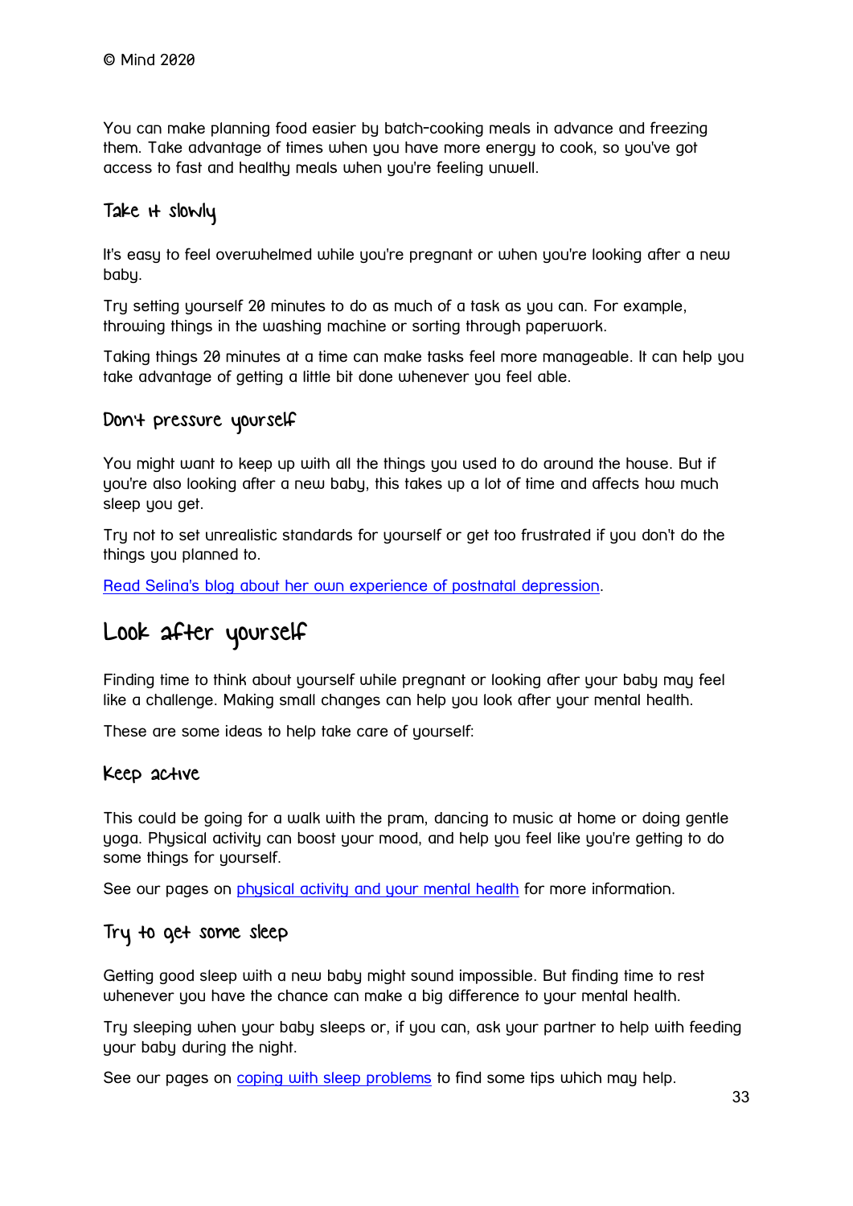You can make planning food easier by batch-cooking meals in advance and freezing them. Take advantage of times when you have more energy to cook, so you've got access to fast and healthy meals when you're feeling unwell.

### Take it slowly

It's easy to feel overwhelmed while you're pregnant or when you're looking after a new baby.

Try setting yourself 20 minutes to do as much of a task as you can. For example, throwing things in the washing machine or sorting through paperwork.

Taking things 20 minutes at a time can make tasks feel more manageable. It can help you take advantage of getting a little bit done whenever you feel able.

### Don't pressure yourself

You might want to keep up with all the things you used to do around the house. But if you're also looking after a new baby, this takes up a lot of time and affects how much sleep you get.

Try not to set unrealistic standards for yourself or get too frustrated if you don't do the things you planned to.

[Read Selina's blog about her own experience of postnatal depression](#).

## Look after yourself

Finding time to think about yourself while pregnant or looking after your baby may feel like a challenge. Making small changes can help you look after your mental health.

These are some ideas to help take care of yourself:

### Keep active

This could be going for a walk with the pram, dancing to music at home or doing gentle yoga. Physical activity can boost your mood, and help you feel like you're getting to do some things for yourself.

See our pages on [physical activity and your mental health](#) for more information.

### Try to get some sleep

Getting good sleep with a new baby might sound impossible. But finding time to rest whenever you have the chance can make a big difference to your mental health.

Try sleeping when your baby sleeps or, if you can, ask your partner to help with feeding your baby during the night.

See our pages on [coping with sleep problems](#) to find some tips which may help.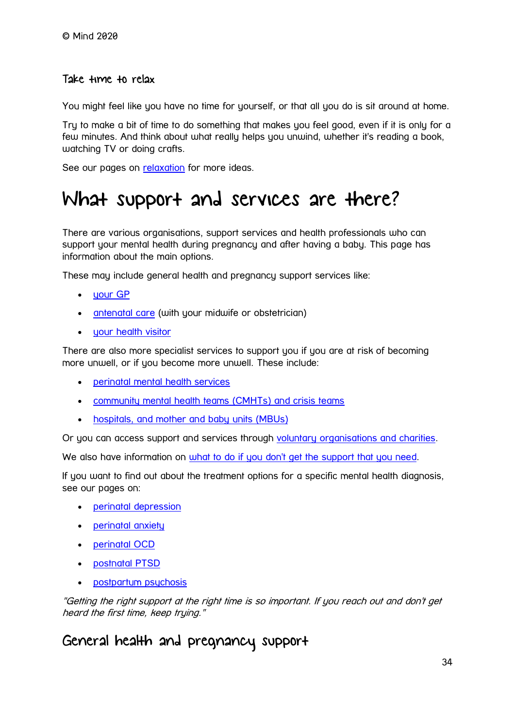### Take time to relax

You might feel like you have no time for yourself, or that all you do is sit around at home.

Try to make a bit of time to do something that makes you feel good, even if it is only for a few minutes. And think about what really helps you unwind, whether it's reading a book, watching TV or doing crafts.

See our pages on [relaxation]() for more ideas.

# What support and services are there?

There are various organisations, support services and health professionals who can support your mental health during pregnancy and after having a baby. This page has information about the main options.

These may include general health and pregnancy support services like:

- [your GP]()
- [antenatal care]() (with your midwife or obstetrician)
- [your health visitor]()

There are also more specialist services to support you if you are at risk of becoming more unwell, or if you become more unwell. These include:

- [perinatal mental health services]()
- [community mental health teams (CMHTs) and crisis teams]()
- [hospitals, and mother and baby units (MBUs)]()

Or you can access support and services through [voluntary organisations and charities]().

We also have information on [what to do if you don't get the support that you need]().

If you want to find out about the treatment options for a specific mental health diagnosis, see our pages on:

- [perinatal depression]()
- [perinatal anxiety]()
- [perinatal OCD]()
- [postnatal PTSD]()
- [postpartum psychosis]()

*"Getting the right support at the right time is so important. If you reach out and don't get heard the first time, keep trying."*

## General health and pregnancy support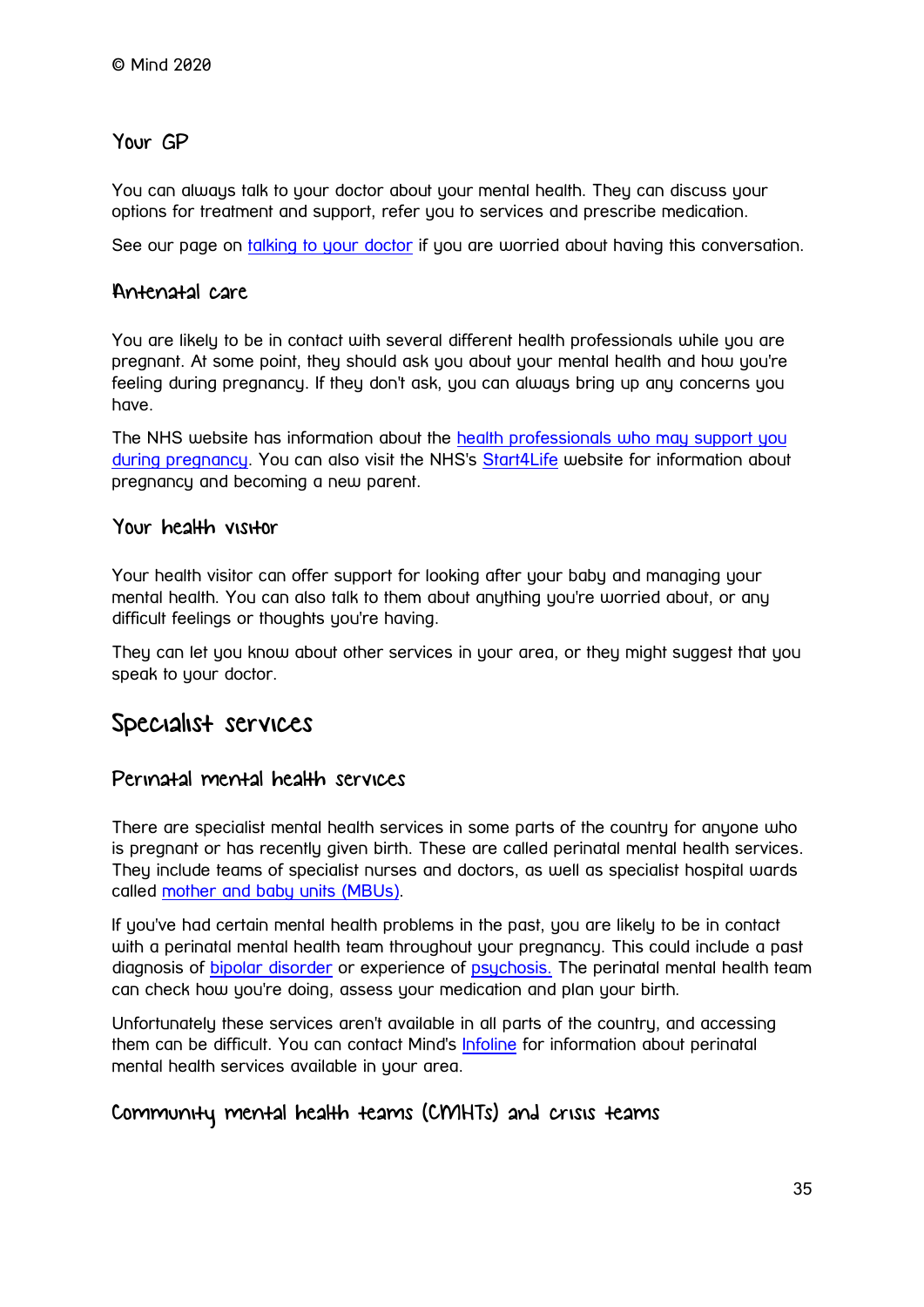© Mind 2020

### Your GP

You can always talk to your doctor about your mental health. They can discuss your options for treatment and support, refer you to services and prescribe medication.

See our page on [talking to your doctor] if you are worried about having this conversation.

### Antenatal care

You are likely to be in contact with several different health professionals while you are pregnant. At some point, they should ask you about your mental health and how you're feeling during pregnancy. If they don't ask, you can always bring up any concerns you have.

The NHS website has information about the [health professionals who may support you during pregnancy]. You can also visit the NHS's [Start4Life] website for information about pregnancy and becoming a new parent.

### Your health visitor

Your health visitor can offer support for looking after your baby and managing your mental health. You can also talk to them about anything you're worried about, or any difficult feelings or thoughts you're having.

They can let you know about other services in your area, or they might suggest that you speak to your doctor.

## Specialist services

### Perinatal mental health services

There are specialist mental health services in some parts of the country for anyone who is pregnant or has recently given birth. These are called perinatal mental health services. They include teams of specialist nurses and doctors, as well as specialist hospital wards called [mother and baby units (MBUs)].

If you've had certain mental health problems in the past, you are likely to be in contact with a perinatal mental health team throughout your pregnancy. This could include a past diagnosis of [bipolar disorder] or experience of [psychosis.] The perinatal mental health team can check how you're doing, assess your medication and plan your birth.

Unfortunately these services aren't available in all parts of the country, and accessing them can be difficult. You can contact Mind's [Infoline] for information about perinatal mental health services available in your area.

### Community mental health teams (CMHTs) and crisis teams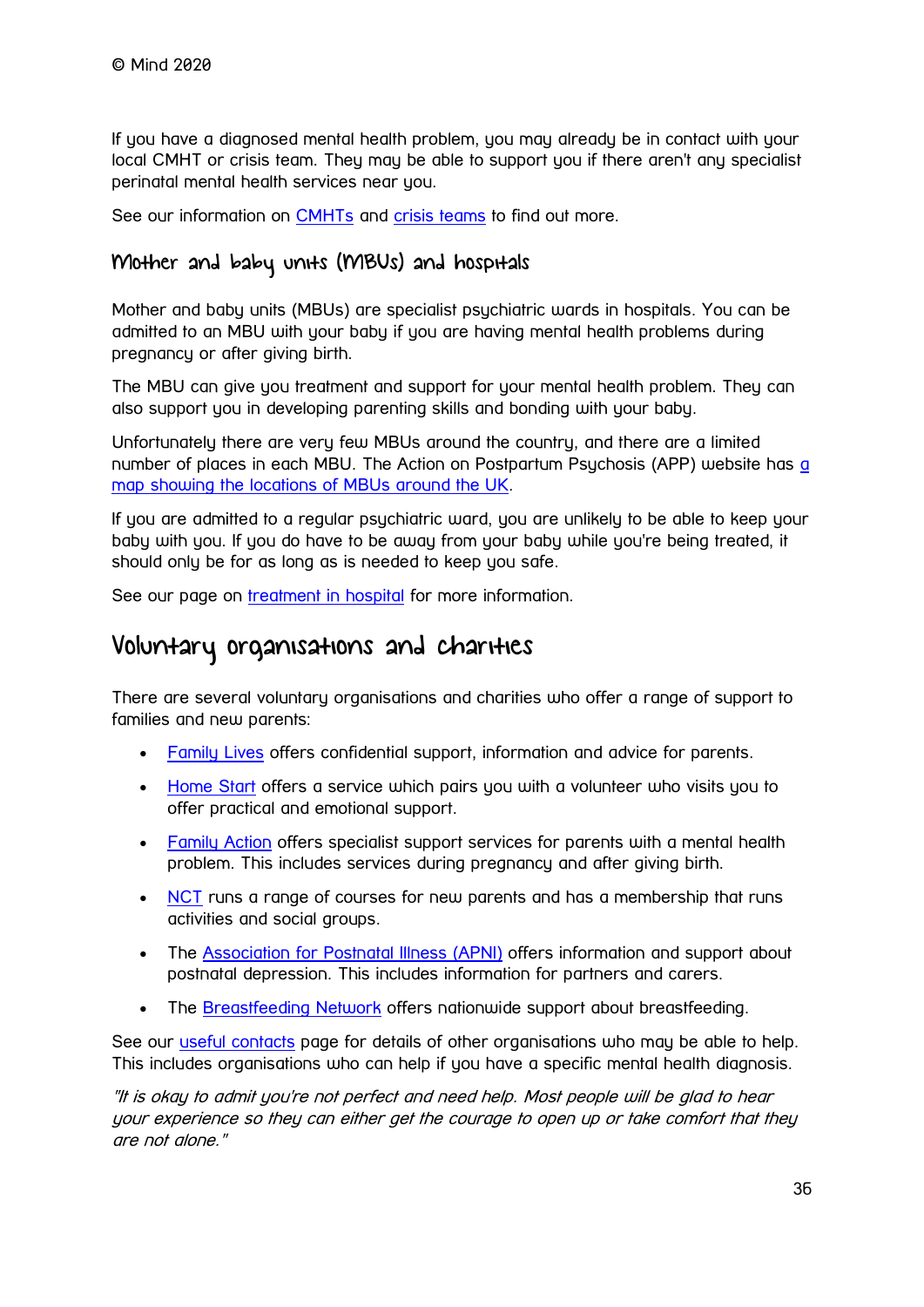If you have a diagnosed mental health problem, you may already be in contact with your local CMHT or crisis team. They may be able to support you if there aren't any specialist perinatal mental health services near you.

See our information on CMHTs and crisis teams to find out more.

### Mother and baby units (MBUs) and hospitals

Mother and baby units (MBUs) are specialist psychiatric wards in hospitals. You can be admitted to an MBU with your baby if you are having mental health problems during pregnancy or after giving birth.

The MBU can give you treatment and support for your mental health problem. They can also support you in developing parenting skills and bonding with your baby.

Unfortunately there are very few MBUs around the country, and there are a limited number of places in each MBU. The Action on Postpartum Psychosis (APP) website has a map showing the locations of MBUs around the UK.

If you are admitted to a regular psychiatric ward, you are unlikely to be able to keep your baby with you. If you do have to be away from your baby while you're being treated, it should only be for as long as is needed to keep you safe.

See our page on treatment in hospital for more information.

## Voluntary organisations and charities

There are several voluntary organisations and charities who offer a range of support to families and new parents:

- Family Lives offers confidential support, information and advice for parents.
- Home Start offers a service which pairs you with a volunteer who visits you to offer practical and emotional support.
- Family Action offers specialist support services for parents with a mental health problem. This includes services during pregnancy and after giving birth.
- NCT runs a range of courses for new parents and has a membership that runs activities and social groups.
- The Association for Postnatal Illness (APNI) offers information and support about postnatal depression. This includes information for partners and carers.
- The Breastfeeding Network offers nationwide support about breastfeeding.

See our useful contacts page for details of other organisations who may be able to help. This includes organisations who can help if you have a specific mental health diagnosis.

*"It is okay to admit you're not perfect and need help. Most people will be glad to hear your experience so they can either get the courage to open up or take comfort that they are not alone."*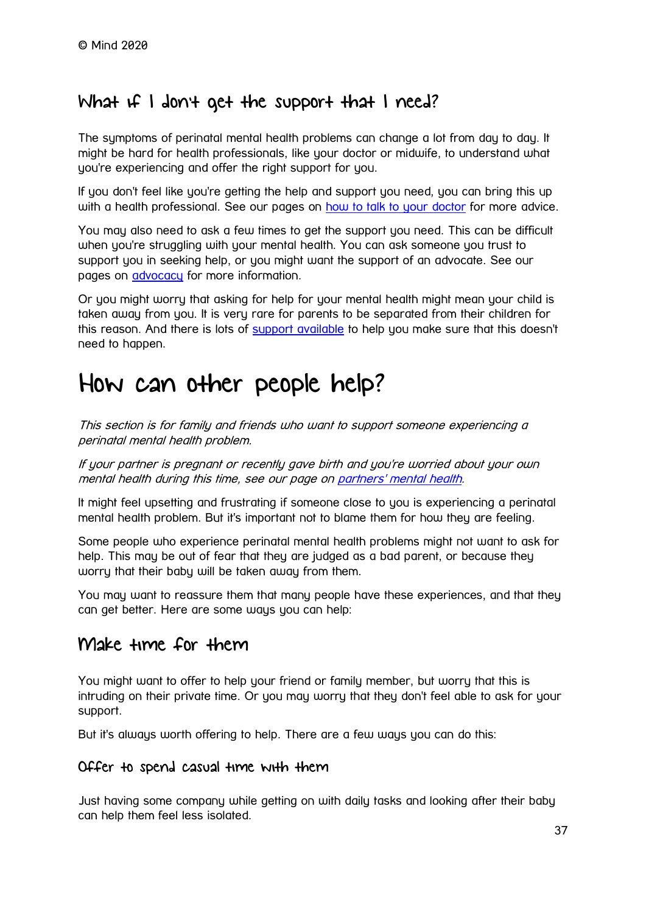## What if I don't get the support that I need?

The symptoms of perinatal mental health problems can change a lot from day to day. It might be hard for health professionals, like your doctor or midwife, to understand what you're experiencing and offer the right support for you.

If you don't feel like you're getting the help and support you need, you can bring this up with a health professional. See our pages on how to talk to your doctor for more advice.

You may also need to ask a few times to get the support you need. This can be difficult when you're struggling with your mental health. You can ask someone you trust to support you in seeking help, or you might want the support of an advocate. See our pages on advocacy for more information.

Or you might worry that asking for help for your mental health might mean your child is taken away from you. It is very rare for parents to be separated from their children for this reason. And there is lots of support available to help you make sure that this doesn't need to happen.

# How can other people help?

*This section is for family and friends who want to support someone experiencing a perinatal mental health problem.*

*If your partner is pregnant or recently gave birth and you're worried about your own mental health during this time, see our page on partners' mental health.*

It might feel upsetting and frustrating if someone close to you is experiencing a perinatal mental health problem. But it's important not to blame them for how they are feeling.

Some people who experience perinatal mental health problems might not want to ask for help. This may be out of fear that they are judged as a bad parent, or because they worry that their baby will be taken away from them.

You may want to reassure them that many people have these experiences, and that they can get better. Here are some ways you can help:

## Make time for them

You might want to offer to help your friend or family member, but worry that this is intruding on their private time. Or you may worry that they don't feel able to ask for your support.

But it's always worth offering to help. There are a few ways you can do this:

### Offer to spend casual time with them

Just having some company while getting on with daily tasks and looking after their baby can help them feel less isolated.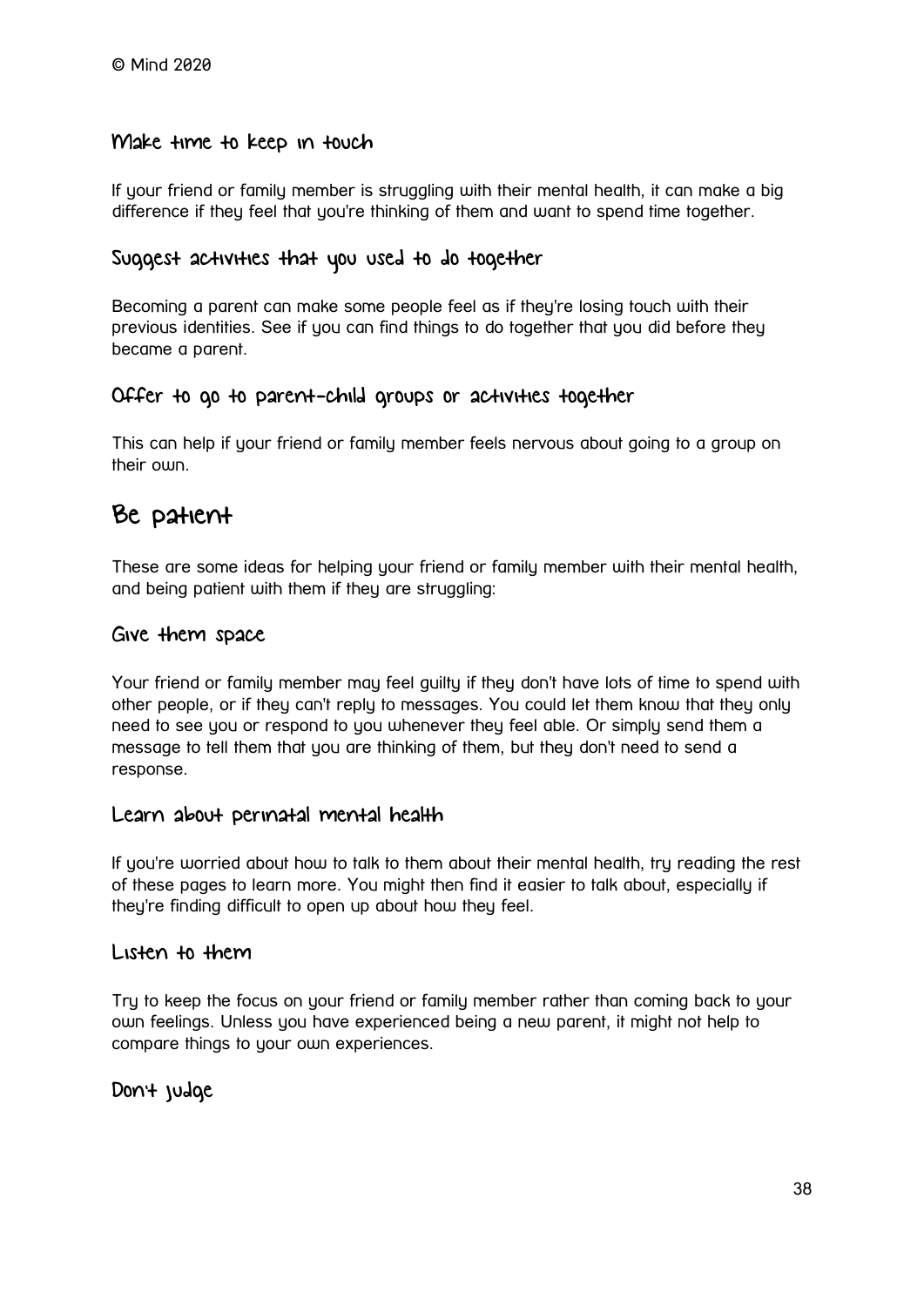### Make time to keep in touch

If your friend or family member is struggling with their mental health, it can make a big difference if they feel that you're thinking of them and want to spend time together.

### Suggest activities that you used to do together

Becoming a parent can make some people feel as if they're losing touch with their previous identities. See if you can find things to do together that you did before they became a parent.

### Offer to go to parent-child groups or activities together

This can help if your friend or family member feels nervous about going to a group on their own.

## Be patient

These are some ideas for helping your friend or family member with their mental health, and being patient with them if they are struggling:

### Give them space

Your friend or family member may feel guilty if they don't have lots of time to spend with other people, or if they can't reply to messages. You could let them know that they only need to see you or respond to you whenever they feel able. Or simply send them a message to tell them that you are thinking of them, but they don't need to send a response.

### Learn about perinatal mental health

If you're worried about how to talk to them about their mental health, try reading the rest of these pages to learn more. You might then find it easier to talk about, especially if they're finding difficult to open up about how they feel.

### Listen to them

Try to keep the focus on your friend or family member rather than coming back to your own feelings. Unless you have experienced being a new parent, it might not help to compare things to your own experiences.

### Don't judge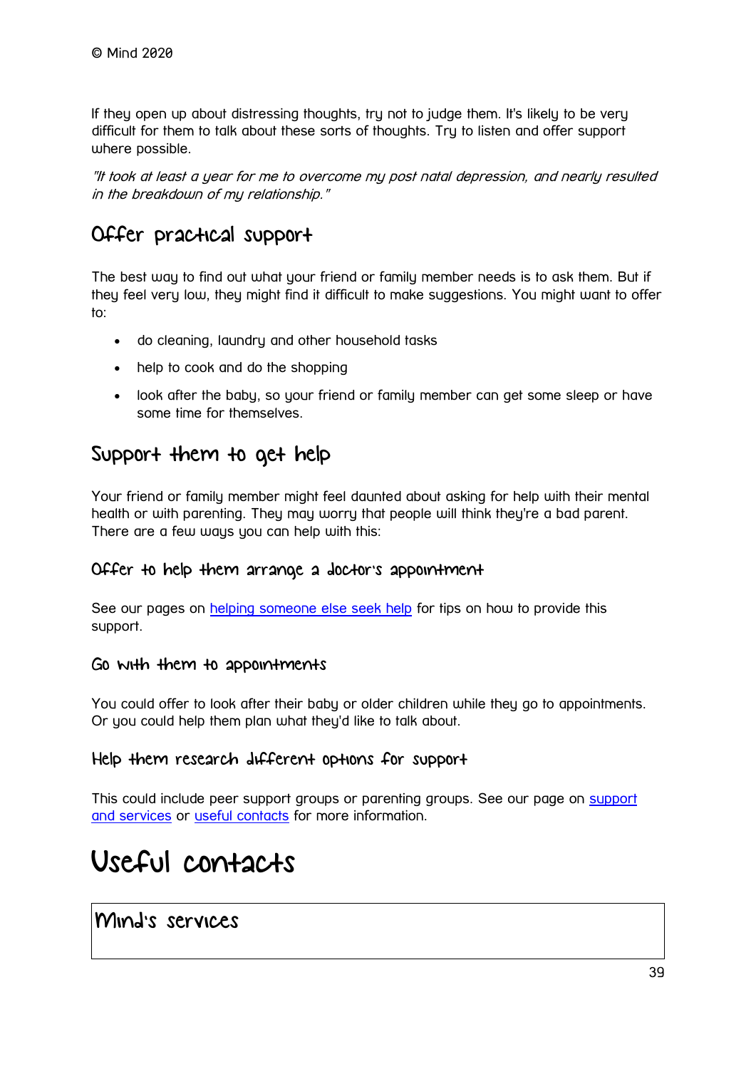If they open up about distressing thoughts, try not to judge them. It's likely to be very difficult for them to talk about these sorts of thoughts. Try to listen and offer support where possible.

*"It took at least a year for me to overcome my post natal depression, and nearly resulted in the breakdown of my relationship."*

## Offer practical support

The best way to find out what your friend or family member needs is to ask them. But if they feel very low, they might find it difficult to make suggestions. You might want to offer to:

- do cleaning, laundry and other household tasks
- help to cook and do the shopping
- look after the baby, so your friend or family member can get some sleep or have some time for themselves.

## Support them to get help

Your friend or family member might feel daunted about asking for help with their mental health or with parenting. They may worry that people will think they're a bad parent. There are a few ways you can help with this:

### Offer to help them arrange a doctor's appointment

See our pages on [helping someone else seek help]() for tips on how to provide this support.

### Go with them to appointments

You could offer to look after their baby or older children while they go to appointments. Or you could help them plan what they'd like to talk about.

### Help them research different options for support

This could include peer support groups or parenting groups. See our page on [support and services]() or [useful contacts]() for more information.

# Useful contacts

## Mind's services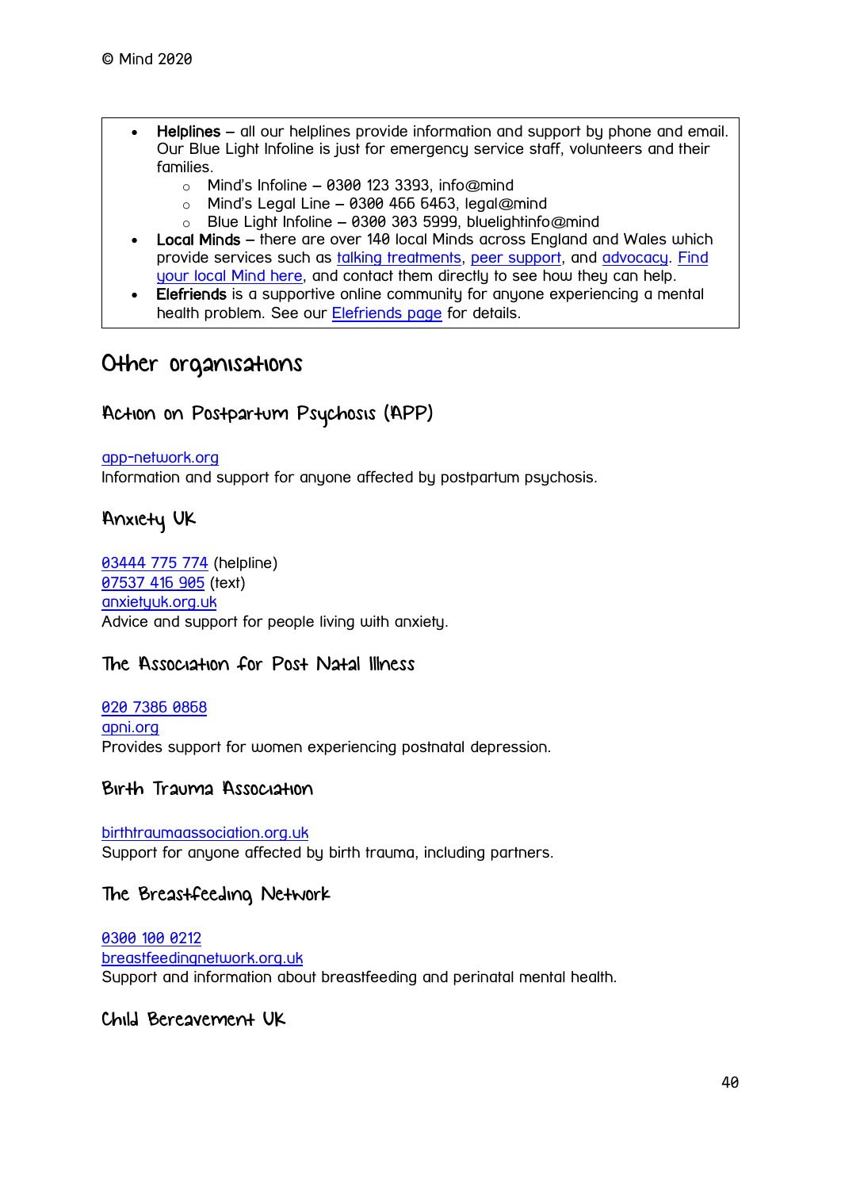© Mind 2020

- **Helplines** – all our helplines provide information and support by phone and email. Our Blue Light Infoline is just for emergency service staff, volunteers and their families.
  - Mind's Infoline – 0300 123 3393, info@mind
  - Mind's Legal Line – 0300 466 6463, legal@mind
  - Blue Light Infoline – 0300 303 5999, bluelightinfo@mind
- **Local Minds** – there are over 140 local Minds across England and Wales which provide services such as talking treatments, peer support, and advocacy. Find your local Mind here, and contact them directly to see how they can help.
- **Elefriends** is a supportive online community for anyone experiencing a mental health problem. See our Elefriends page for details.

## Other organisations

### Action on Postpartum Psychosis (APP)

app-network.org
Information and support for anyone affected by postpartum psychosis.

### Anxiety UK

03444 775 774 (helpline)
07537 416 905 (text)
anxietyuk.org.uk
Advice and support for people living with anxiety.

### The Association for Post Natal Illness

020 7386 0868
apni.org
Provides support for women experiencing postnatal depression.

### Birth Trauma Association

birthtraumaassociation.org.uk
Support for anyone affected by birth trauma, including partners.

### The Breastfeeding Network

0300 100 0212
breastfeedingnetwork.org.uk
Support and information about breastfeeding and perinatal mental health.

### Child Bereavement UK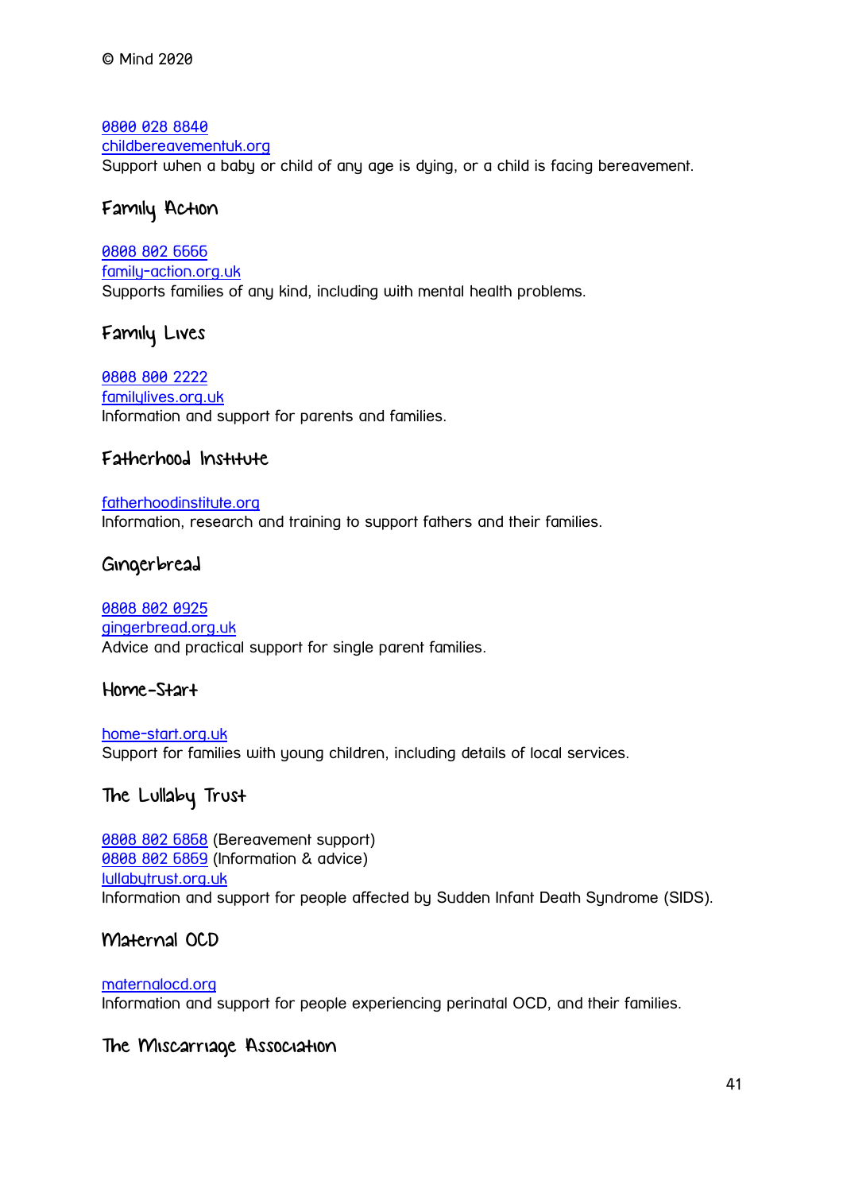0800 028 8840
childbereavementuk.org
Support when a baby or child of any age is dying, or a child is facing bereavement.

### Family Action

0808 802 6666
family-action.org.uk
Supports families of any kind, including with mental health problems.

### Family Lives

0808 800 2222
familylives.org.uk
Information and support for parents and families.

### Fatherhood Institute

fatherhoodinstitute.org
Information, research and training to support fathers and their families.

### Gingerbread

0808 802 0925
gingerbread.org.uk
Advice and practical support for single parent families.

### Home-Start

home-start.org.uk
Support for families with young children, including details of local services.

### The Lullaby Trust

0808 802 6868 (Bereavement support)
0808 802 6869 (Information & advice)
lullabytrust.org.uk
Information and support for people affected by Sudden Infant Death Syndrome (SIDS).

### Maternal OCD

maternalocd.org
Information and support for people experiencing perinatal OCD, and their families.

### The Miscarriage Association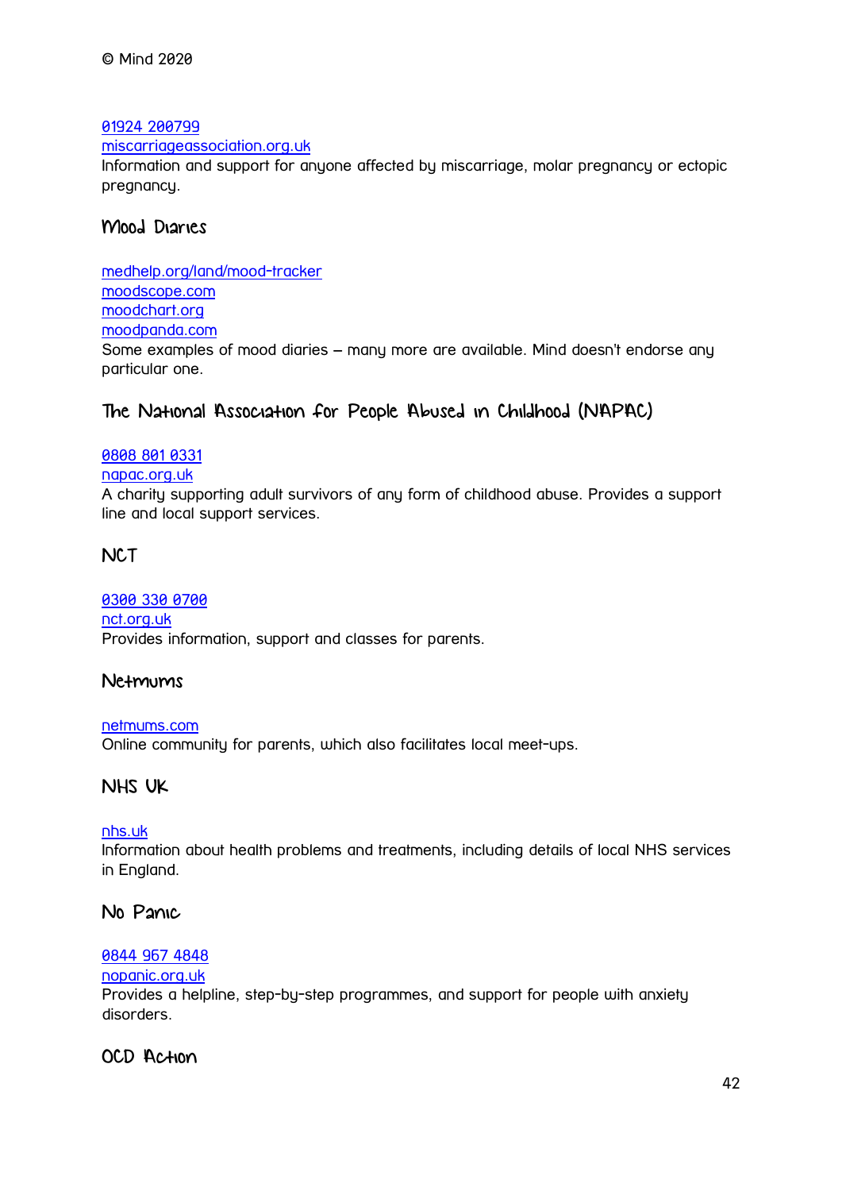01924 200799
miscarriageassociation.org.uk
Information and support for anyone affected by miscarriage, molar pregnancy or ectopic pregnancy.

### Mood Diaries

medhelp.org/land/mood-tracker
moodscope.com
moodchart.org
moodpanda.com
Some examples of mood diaries – many more are available. Mind doesn't endorse any particular one.

### The National Association for People Abused in Childhood (NAPAC)

0808 801 0331
napac.org.uk
A charity supporting adult survivors of any form of childhood abuse. Provides a support line and local support services.

### NCT

0300 330 0700
nct.org.uk
Provides information, support and classes for parents.

### Netmums

netmums.com
Online community for parents, which also facilitates local meet-ups.

### NHS UK

nhs.uk
Information about health problems and treatments, including details of local NHS services in England.

### No Panic

0844 967 4848
nopanic.org.uk
Provides a helpline, step-by-step programmes, and support for people with anxiety disorders.

### OCD Action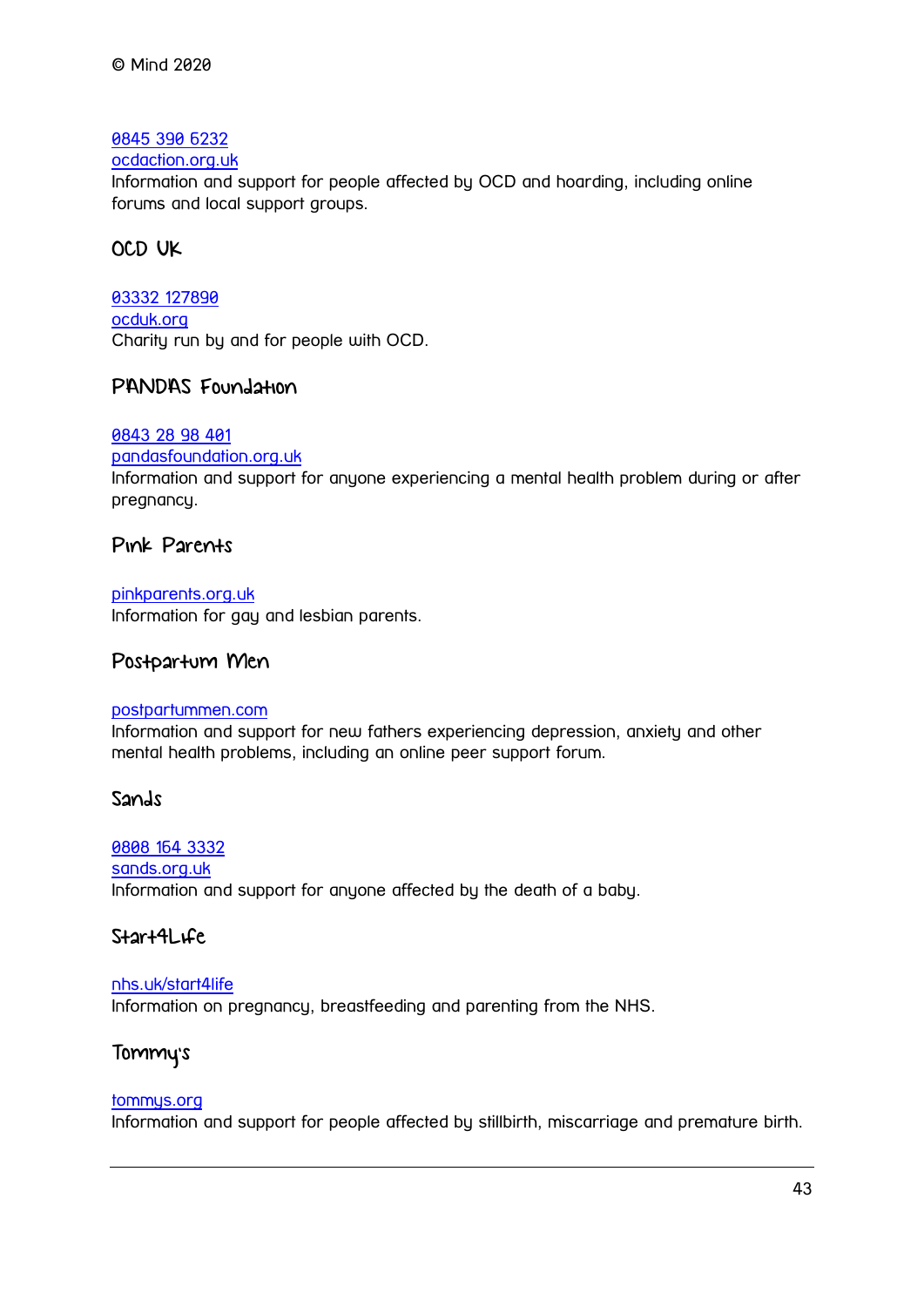0845 390 6232
ocdaction.org.uk
Information and support for people affected by OCD and hoarding, including online forums and local support groups.

## OCD UK

03332 127890
ocduk.org
Charity run by and for people with OCD.

## PANDAS Foundation

0843 28 98 401
pandasfoundation.org.uk
Information and support for anyone experiencing a mental health problem during or after pregnancy.

## Pink Parents

pinkparents.org.uk
Information for gay and lesbian parents.

## Postpartum Men

postpartummen.com
Information and support for new fathers experiencing depression, anxiety and other mental health problems, including an online peer support forum.

## Sands

0808 164 3332
sands.org.uk
Information and support for anyone affected by the death of a baby.

## Start4Life

nhs.uk/start4life
Information on pregnancy, breastfeeding and parenting from the NHS.

## Tommy's

tommys.org
Information and support for people affected by stillbirth, miscarriage and premature birth.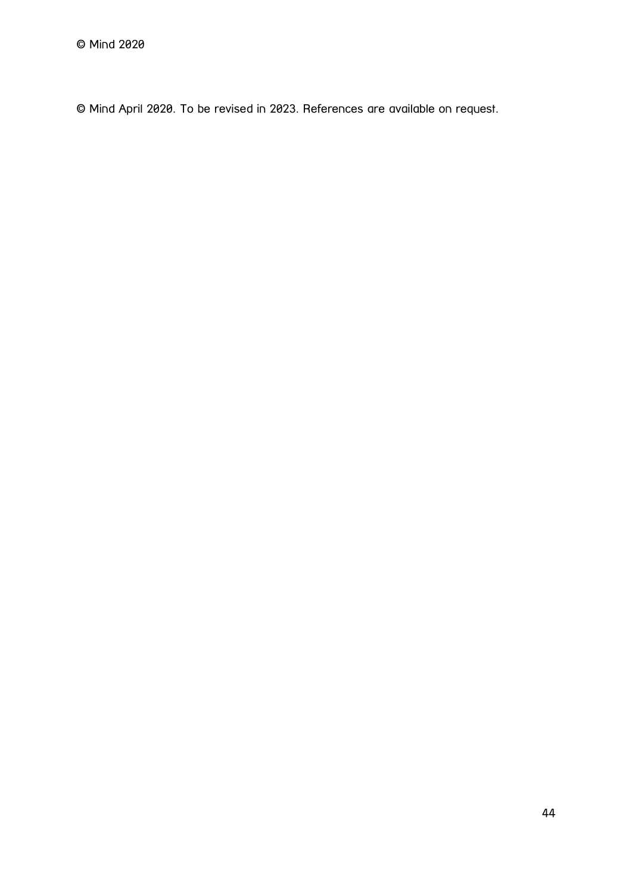© Mind April 2020. To be revised in 2023. References are available on request.